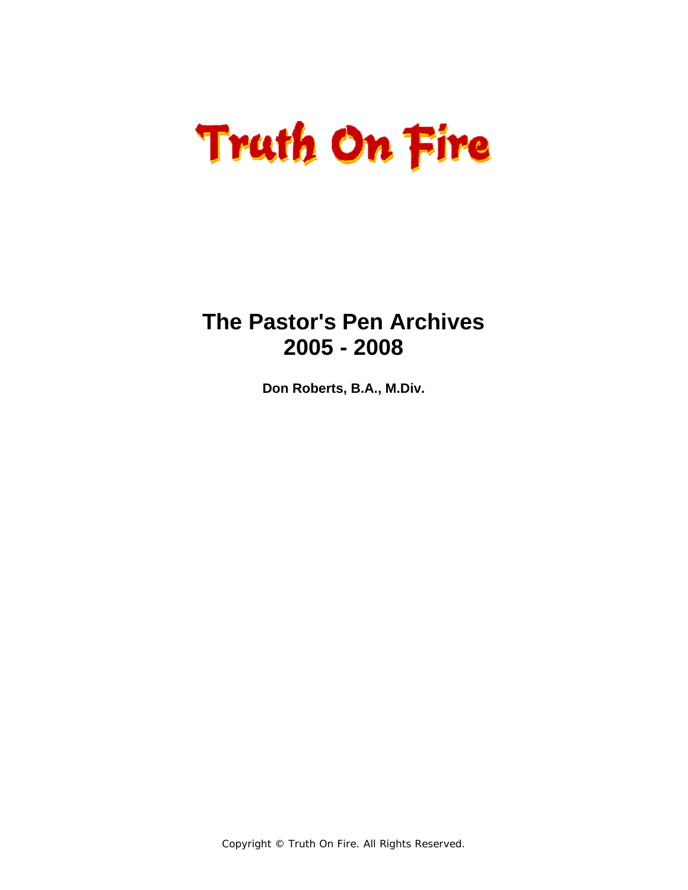# Truth On Fire

## The Pastor's Pen Archives 2005 - 2008

**Don Roberts, B.A., M.Div.**

Copyright © Truth On Fire. All Rights Reserved.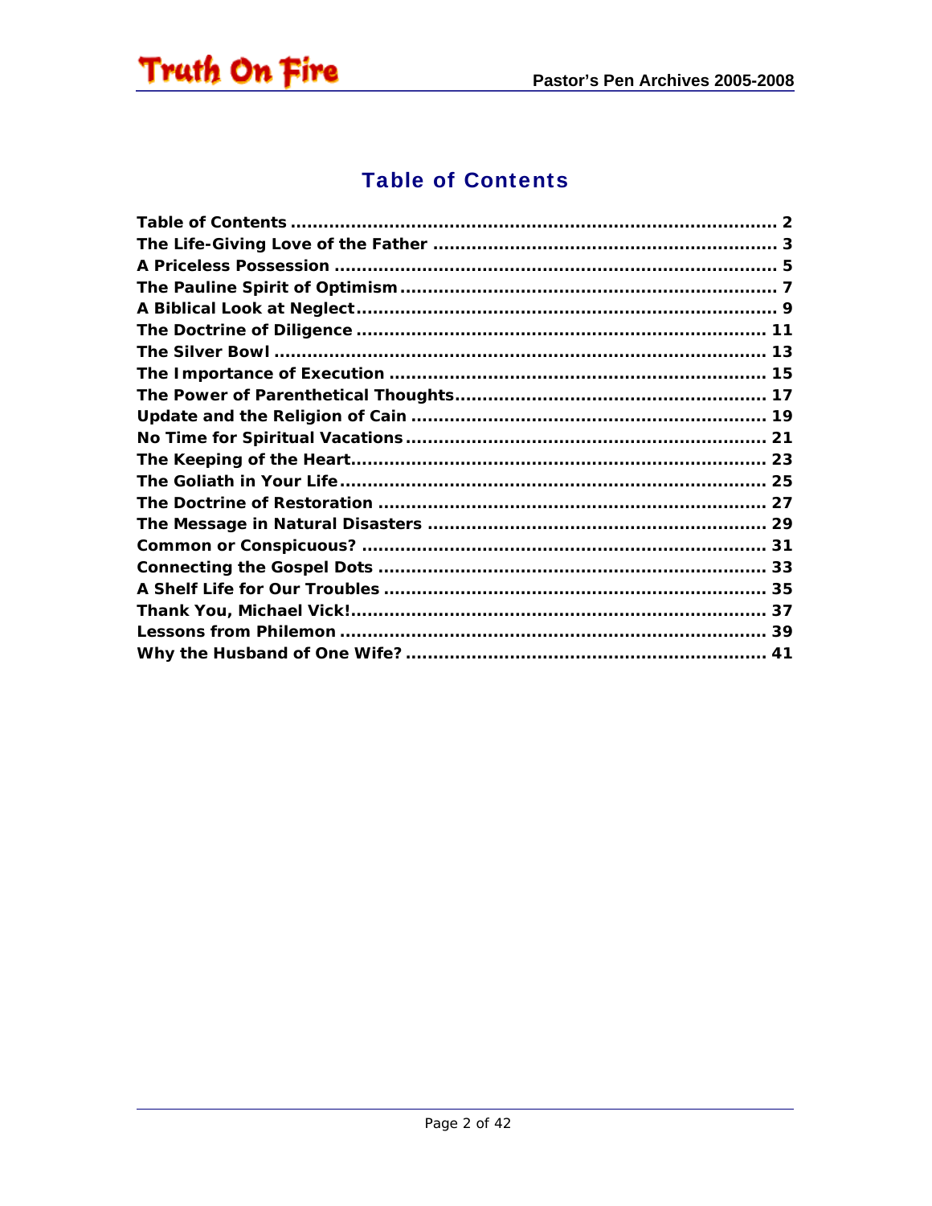# Table of Contents

Table of Contents ........................................................................................ 2
The Life-Giving Love of the Father ............................................................... 3
A Priceless Possession ................................................................................. 5
The Pauline Spirit of Optimism ...................................................................... 7
A Biblical Look at Neglect ............................................................................. 9
The Doctrine of Diligence ........................................................................... 11
The Silver Bowl ......................................................................................... 13
The Importance of Execution ...................................................................... 15
The Power of Parenthetical Thoughts ........................................................... 17
Update and the Religion of Cain .................................................................. 19
No Time for Spiritual Vacations ................................................................... 21
The Keeping of the Heart ............................................................................ 23
The Goliath in Your Life .............................................................................. 25
The Doctrine of Restoration ........................................................................ 27
The Message in Natural Disasters ............................................................... 29
Common or Conspicuous? .......................................................................... 31
Connecting the Gospel Dots ........................................................................ 33
A Shelf Life for Our Troubles ...................................................................... 35
Thank You, Michael Vick! ............................................................................ 37
Lessons from Philemon ............................................................................... 39
Why the Husband of One Wife? ................................................................... 41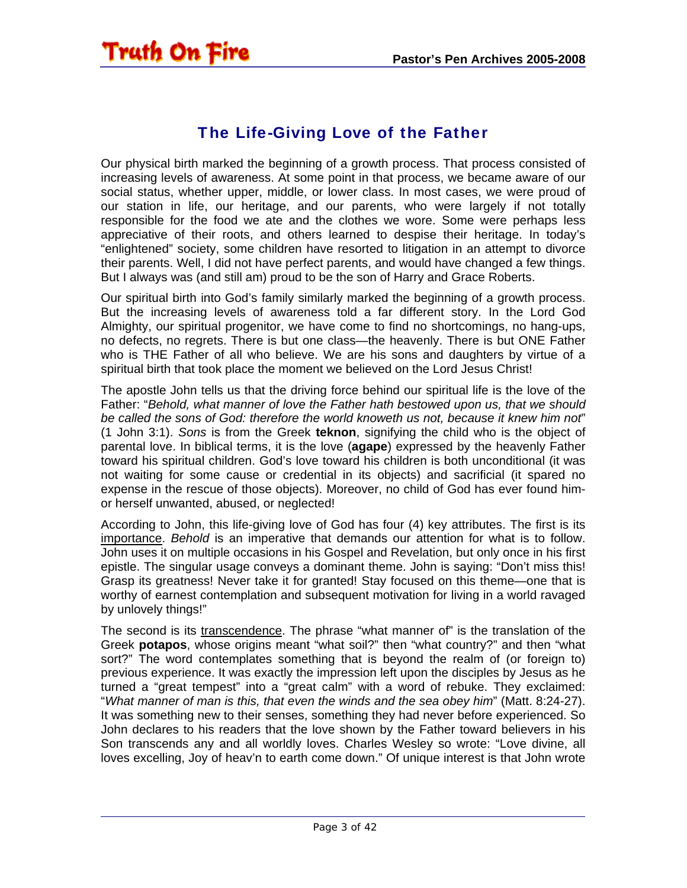## The Life-Giving Love of the Father

Our physical birth marked the beginning of a growth process. That process consisted of increasing levels of awareness. At some point in that process, we became aware of our social status, whether upper, middle, or lower class. In most cases, we were proud of our station in life, our heritage, and our parents, who were largely if not totally responsible for the food we ate and the clothes we wore. Some were perhaps less appreciative of their roots, and others learned to despise their heritage. In today's "enlightened" society, some children have resorted to litigation in an attempt to divorce their parents. Well, I did not have perfect parents, and would have changed a few things. But I always was (and still am) proud to be the son of Harry and Grace Roberts.

Our spiritual birth into God's family similarly marked the beginning of a growth process. But the increasing levels of awareness told a far different story. In the Lord God Almighty, our spiritual progenitor, we have come to find no shortcomings, no hang-ups, no defects, no regrets. There is but one class—the heavenly. There is but ONE Father who is THE Father of all who believe. We are his sons and daughters by virtue of a spiritual birth that took place the moment we believed on the Lord Jesus Christ!

The apostle John tells us that the driving force behind our spiritual life is the love of the Father: "*Behold, what manner of love the Father hath bestowed upon us, that we should be called the sons of God: therefore the world knoweth us not, because it knew him not*" (1 John 3:1). *Sons* is from the Greek **teknon**, signifying the child who is the object of parental love. In biblical terms, it is the love (**agape**) expressed by the heavenly Father toward his spiritual children. God's love toward his children is both unconditional (it was not waiting for some cause or credential in its objects) and sacrificial (it spared no expense in the rescue of those objects). Moreover, no child of God has ever found him- or herself unwanted, abused, or neglected!

According to John, this life-giving love of God has four (4) key attributes. The first is its <u>importance</u>. *Behold* is an imperative that demands our attention for what is to follow. John uses it on multiple occasions in his Gospel and Revelation, but only once in his first epistle. The singular usage conveys a dominant theme. John is saying: "Don't miss this! Grasp its greatness! Never take it for granted! Stay focused on this theme—one that is worthy of earnest contemplation and subsequent motivation for living in a world ravaged by unlovely things!"

The second is its <u>transcendence</u>. The phrase "what manner of" is the translation of the Greek **potapos**, whose origins meant "what soil?" then "what country?" and then "what sort?" The word contemplates something that is beyond the realm of (or foreign to) previous experience. It was exactly the impression left upon the disciples by Jesus as he turned a "great tempest" into a "great calm" with a word of rebuke. They exclaimed: "*What manner of man is this, that even the winds and the sea obey him*" (Matt. 8:24-27). It was something new to their senses, something they had never before experienced. So John declares to his readers that the love shown by the Father toward believers in his Son transcends any and all worldly loves. Charles Wesley so wrote: "Love divine, all loves excelling, Joy of heav'n to earth come down." Of unique interest is that John wrote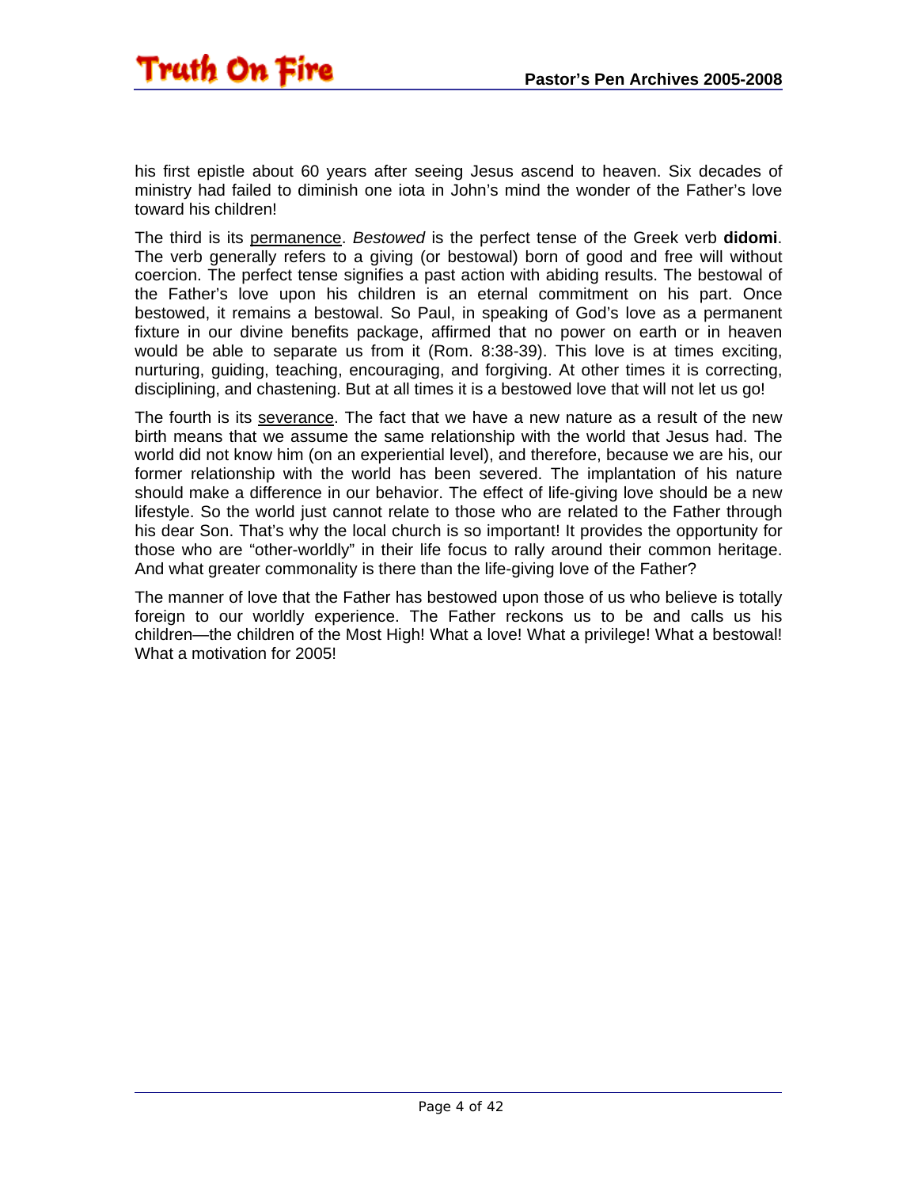his first epistle about 60 years after seeing Jesus ascend to heaven. Six decades of ministry had failed to diminish one iota in John's mind the wonder of the Father's love toward his children!

The third is its <u>permanence</u>. *Bestowed* is the perfect tense of the Greek verb **didomi**. The verb generally refers to a giving (or bestowal) born of good and free will without coercion. The perfect tense signifies a past action with abiding results. The bestowal of the Father's love upon his children is an eternal commitment on his part. Once bestowed, it remains a bestowal. So Paul, in speaking of God's love as a permanent fixture in our divine benefits package, affirmed that no power on earth or in heaven would be able to separate us from it (Rom. 8:38-39). This love is at times exciting, nurturing, guiding, teaching, encouraging, and forgiving. At other times it is correcting, disciplining, and chastening. But at all times it is a bestowed love that will not let us go!

The fourth is its <u>severance</u>. The fact that we have a new nature as a result of the new birth means that we assume the same relationship with the world that Jesus had. The world did not know him (on an experiential level), and therefore, because we are his, our former relationship with the world has been severed. The implantation of his nature should make a difference in our behavior. The effect of life-giving love should be a new lifestyle. So the world just cannot relate to those who are related to the Father through his dear Son. That's why the local church is so important! It provides the opportunity for those who are "other-worldly" in their life focus to rally around their common heritage. And what greater commonality is there than the life-giving love of the Father?

The manner of love that the Father has bestowed upon those of us who believe is totally foreign to our worldly experience. The Father reckons us to be and calls us his children—the children of the Most High! What a love! What a privilege! What a bestowal! What a motivation for 2005!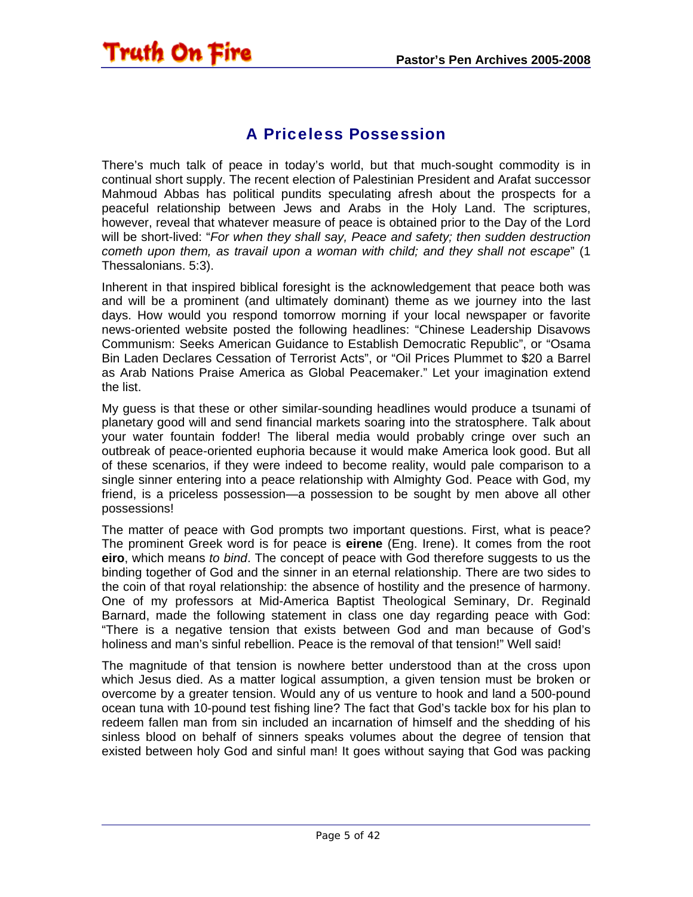## A Priceless Possession

There's much talk of peace in today's world, but that much-sought commodity is in continual short supply. The recent election of Palestinian President and Arafat successor Mahmoud Abbas has political pundits speculating afresh about the prospects for a peaceful relationship between Jews and Arabs in the Holy Land. The scriptures, however, reveal that whatever measure of peace is obtained prior to the Day of the Lord will be short-lived: "*For when they shall say, Peace and safety; then sudden destruction cometh upon them, as travail upon a woman with child; and they shall not escape*" (1 Thessalonians. 5:3).

Inherent in that inspired biblical foresight is the acknowledgement that peace both was and will be a prominent (and ultimately dominant) theme as we journey into the last days. How would you respond tomorrow morning if your local newspaper or favorite news-oriented website posted the following headlines: "Chinese Leadership Disavows Communism: Seeks American Guidance to Establish Democratic Republic", or "Osama Bin Laden Declares Cessation of Terrorist Acts", or "Oil Prices Plummet to $20 a Barrel as Arab Nations Praise America as Global Peacemaker." Let your imagination extend the list.

My guess is that these or other similar-sounding headlines would produce a tsunami of planetary good will and send financial markets soaring into the stratosphere. Talk about your water fountain fodder! The liberal media would probably cringe over such an outbreak of peace-oriented euphoria because it would make America look good. But all of these scenarios, if they were indeed to become reality, would pale comparison to a single sinner entering into a peace relationship with Almighty God. Peace with God, my friend, is a priceless possession—a possession to be sought by men above all other possessions!

The matter of peace with God prompts two important questions. First, what is peace? The prominent Greek word is for peace is **eirene** (Eng. Irene). It comes from the root **eiro**, which means *to bind*. The concept of peace with God therefore suggests to us the binding together of God and the sinner in an eternal relationship. There are two sides to the coin of that royal relationship: the absence of hostility and the presence of harmony. One of my professors at Mid-America Baptist Theological Seminary, Dr. Reginald Barnard, made the following statement in class one day regarding peace with God: "There is a negative tension that exists between God and man because of God's holiness and man's sinful rebellion. Peace is the removal of that tension!" Well said!

The magnitude of that tension is nowhere better understood than at the cross upon which Jesus died. As a matter logical assumption, a given tension must be broken or overcome by a greater tension. Would any of us venture to hook and land a 500-pound ocean tuna with 10-pound test fishing line? The fact that God's tackle box for his plan to redeem fallen man from sin included an incarnation of himself and the shedding of his sinless blood on behalf of sinners speaks volumes about the degree of tension that existed between holy God and sinful man! It goes without saying that God was packing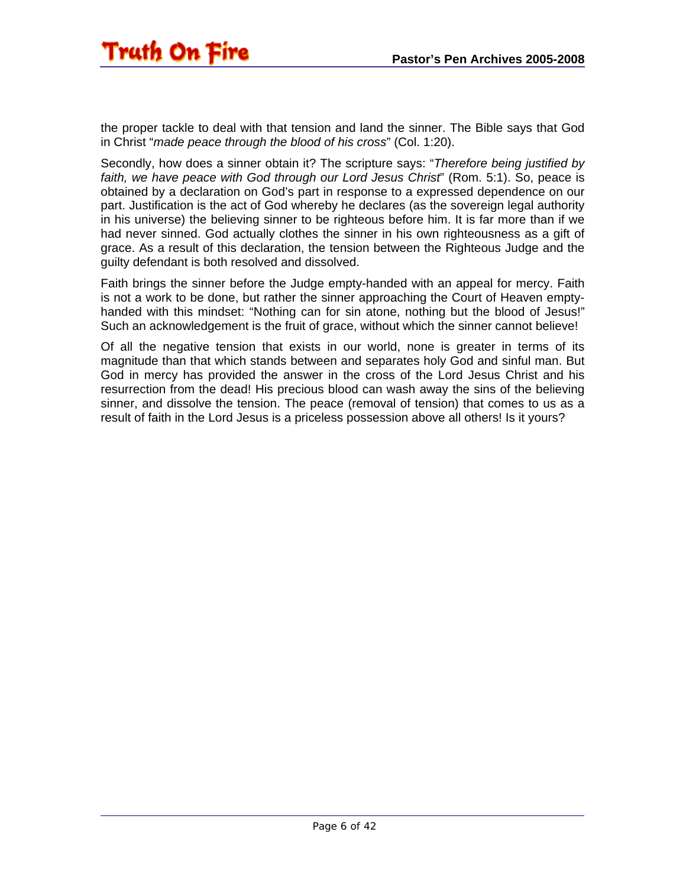the proper tackle to deal with that tension and land the sinner. The Bible says that God in Christ "*made peace through the blood of his cross*" (Col. 1:20).

Secondly, how does a sinner obtain it? The scripture says: "*Therefore being justified by faith, we have peace with God through our Lord Jesus Christ*" (Rom. 5:1). So, peace is obtained by a declaration on God's part in response to a expressed dependence on our part. Justification is the act of God whereby he declares (as the sovereign legal authority in his universe) the believing sinner to be righteous before him. It is far more than if we had never sinned. God actually clothes the sinner in his own righteousness as a gift of grace. As a result of this declaration, the tension between the Righteous Judge and the guilty defendant is both resolved and dissolved.

Faith brings the sinner before the Judge empty-handed with an appeal for mercy. Faith is not a work to be done, but rather the sinner approaching the Court of Heaven empty-handed with this mindset: "Nothing can for sin atone, nothing but the blood of Jesus!" Such an acknowledgement is the fruit of grace, without which the sinner cannot believe!

Of all the negative tension that exists in our world, none is greater in terms of its magnitude than that which stands between and separates holy God and sinful man. But God in mercy has provided the answer in the cross of the Lord Jesus Christ and his resurrection from the dead! His precious blood can wash away the sins of the believing sinner, and dissolve the tension. The peace (removal of tension) that comes to us as a result of faith in the Lord Jesus is a priceless possession above all others! Is it yours?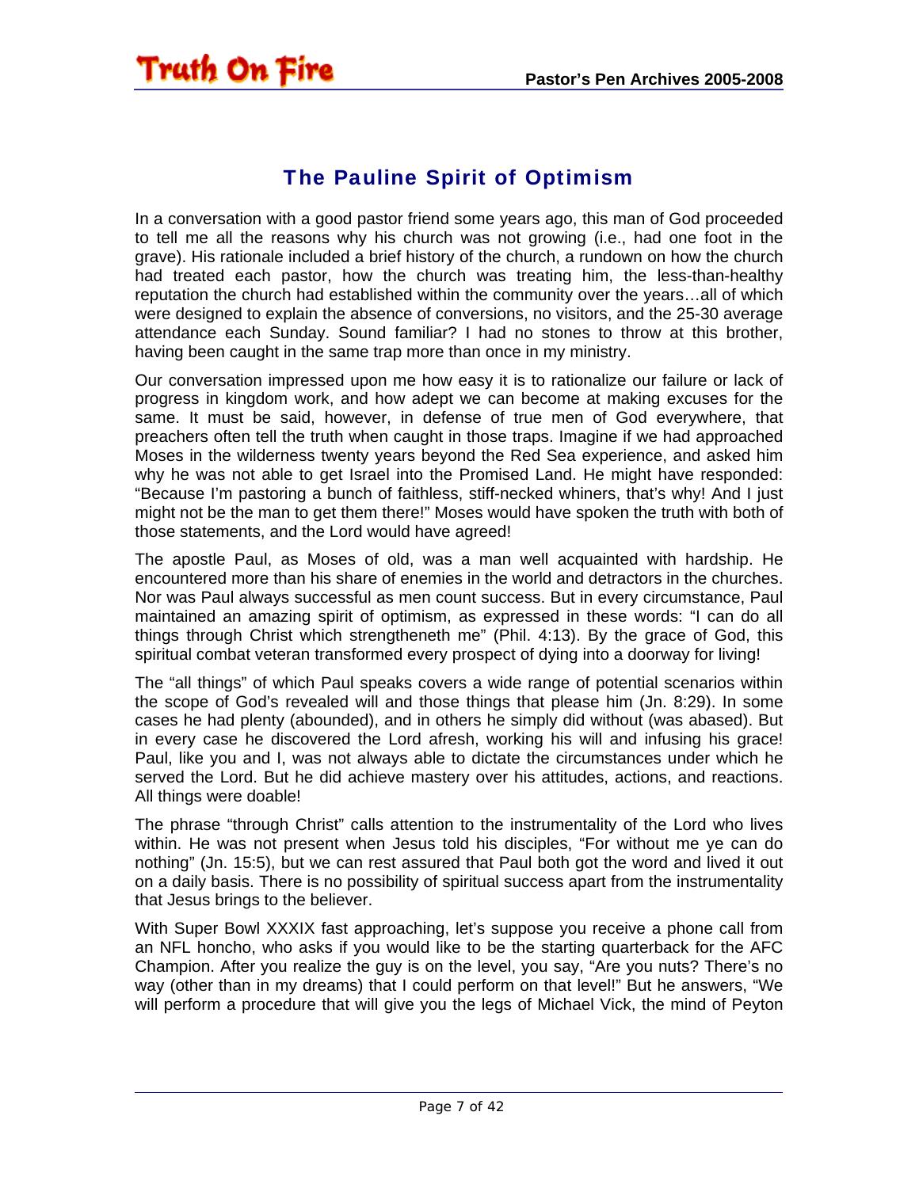## The Pauline Spirit of Optimism

In a conversation with a good pastor friend some years ago, this man of God proceeded to tell me all the reasons why his church was not growing (i.e., had one foot in the grave). His rationale included a brief history of the church, a rundown on how the church had treated each pastor, how the church was treating him, the less-than-healthy reputation the church had established within the community over the years…all of which were designed to explain the absence of conversions, no visitors, and the 25-30 average attendance each Sunday. Sound familiar? I had no stones to throw at this brother, having been caught in the same trap more than once in my ministry.

Our conversation impressed upon me how easy it is to rationalize our failure or lack of progress in kingdom work, and how adept we can become at making excuses for the same. It must be said, however, in defense of true men of God everywhere, that preachers often tell the truth when caught in those traps. Imagine if we had approached Moses in the wilderness twenty years beyond the Red Sea experience, and asked him why he was not able to get Israel into the Promised Land. He might have responded: "Because I'm pastoring a bunch of faithless, stiff-necked whiners, that's why! And I just might not be the man to get them there!" Moses would have spoken the truth with both of those statements, and the Lord would have agreed!

The apostle Paul, as Moses of old, was a man well acquainted with hardship. He encountered more than his share of enemies in the world and detractors in the churches. Nor was Paul always successful as men count success. But in every circumstance, Paul maintained an amazing spirit of optimism, as expressed in these words: "I can do all things through Christ which strengtheneth me" (Phil. 4:13). By the grace of God, this spiritual combat veteran transformed every prospect of dying into a doorway for living!

The "all things" of which Paul speaks covers a wide range of potential scenarios within the scope of God's revealed will and those things that please him (Jn. 8:29). In some cases he had plenty (abounded), and in others he simply did without (was abased). But in every case he discovered the Lord afresh, working his will and infusing his grace! Paul, like you and I, was not always able to dictate the circumstances under which he served the Lord. But he did achieve mastery over his attitudes, actions, and reactions. All things were doable!

The phrase "through Christ" calls attention to the instrumentality of the Lord who lives within. He was not present when Jesus told his disciples, "For without me ye can do nothing" (Jn. 15:5), but we can rest assured that Paul both got the word and lived it out on a daily basis. There is no possibility of spiritual success apart from the instrumentality that Jesus brings to the believer.

With Super Bowl XXXIX fast approaching, let's suppose you receive a phone call from an NFL honcho, who asks if you would like to be the starting quarterback for the AFC Champion. After you realize the guy is on the level, you say, "Are you nuts? There's no way (other than in my dreams) that I could perform on that level!" But he answers, "We will perform a procedure that will give you the legs of Michael Vick, the mind of Peyton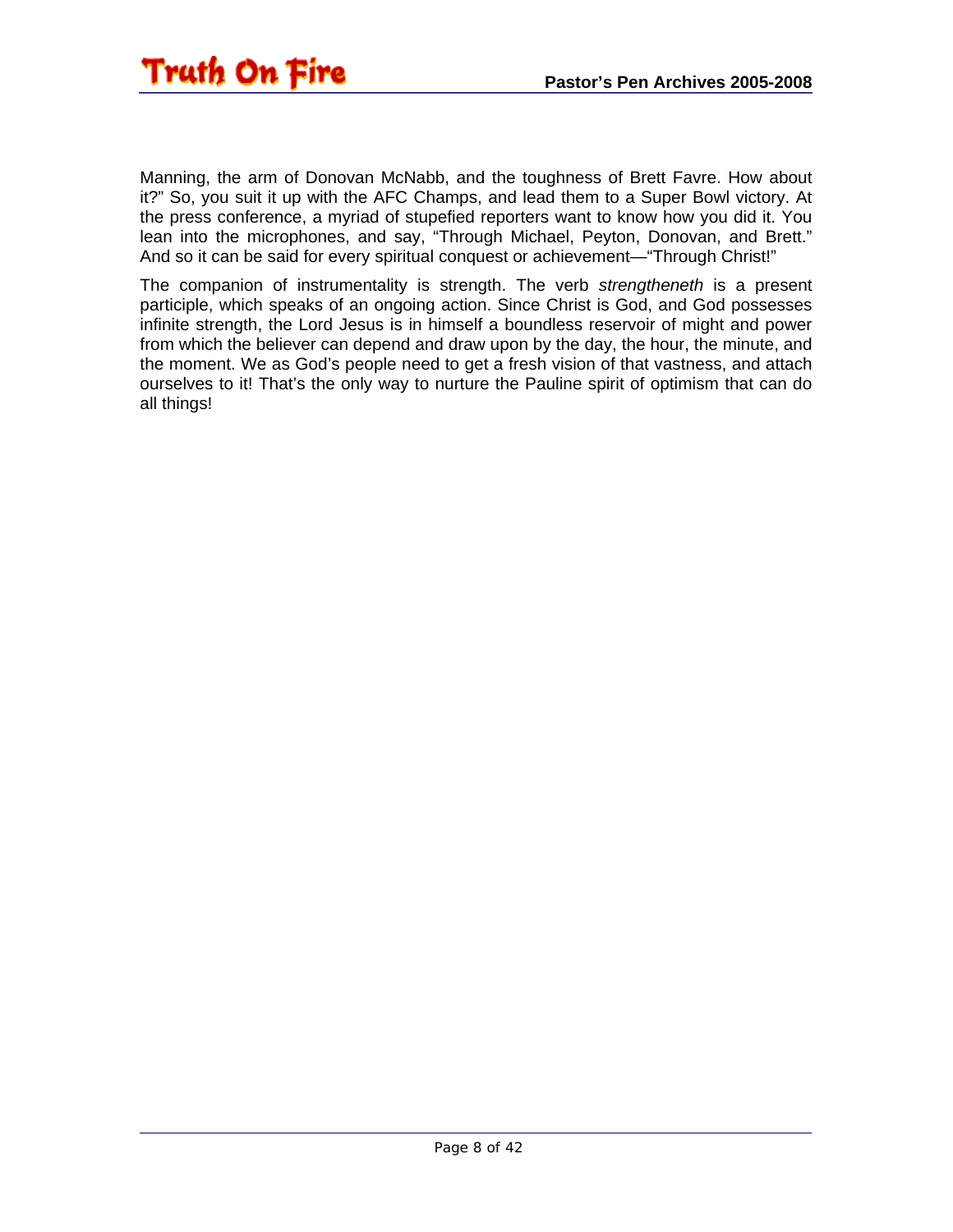Manning, the arm of Donovan McNabb, and the toughness of Brett Favre. How about it?" So, you suit it up with the AFC Champs, and lead them to a Super Bowl victory. At the press conference, a myriad of stupefied reporters want to know how you did it. You lean into the microphones, and say, "Through Michael, Peyton, Donovan, and Brett." And so it can be said for every spiritual conquest or achievement—"Through Christ!"

The companion of instrumentality is strength. The verb *strengtheneth* is a present participle, which speaks of an ongoing action. Since Christ is God, and God possesses infinite strength, the Lord Jesus is in himself a boundless reservoir of might and power from which the believer can depend and draw upon by the day, the hour, the minute, and the moment. We as God's people need to get a fresh vision of that vastness, and attach ourselves to it! That's the only way to nurture the Pauline spirit of optimism that can do all things!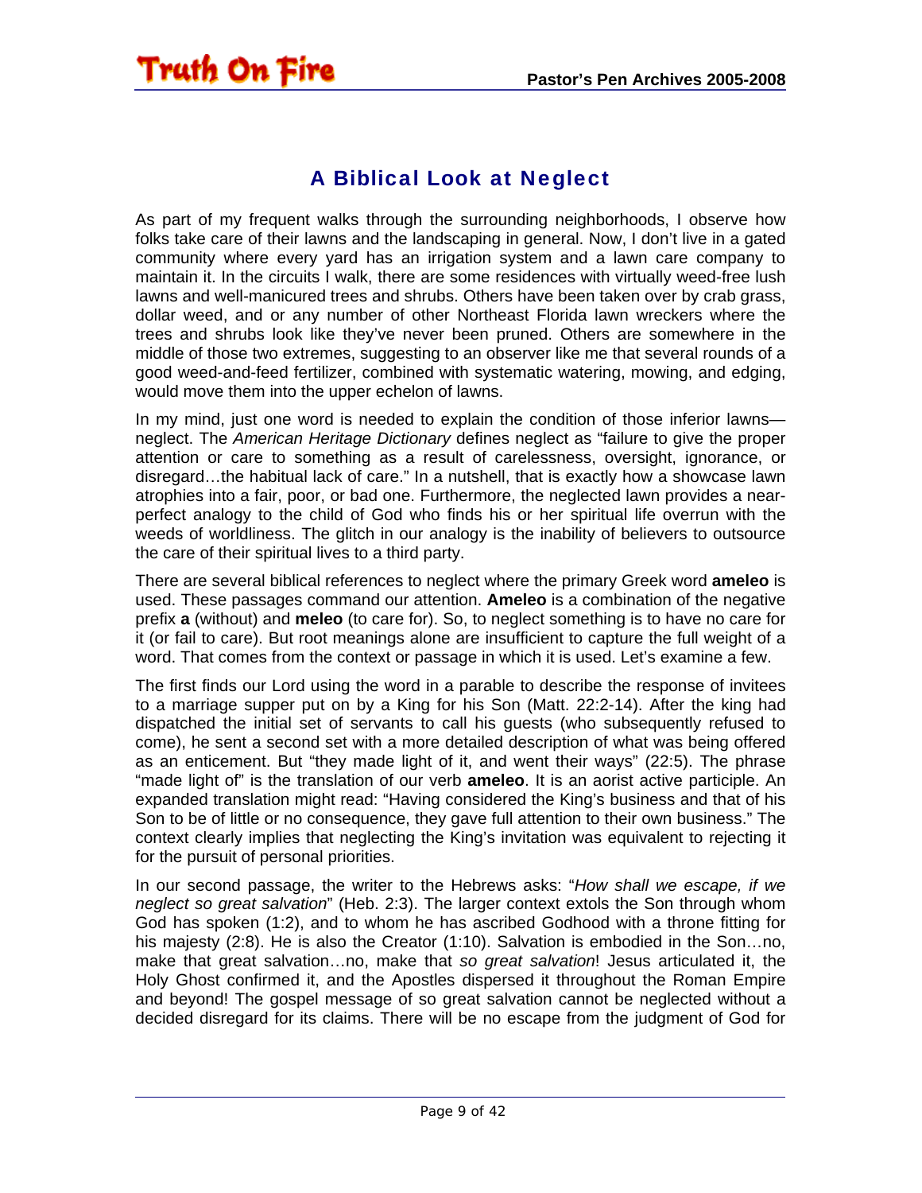## A Biblical Look at Neglect

As part of my frequent walks through the surrounding neighborhoods, I observe how folks take care of their lawns and the landscaping in general. Now, I don't live in a gated community where every yard has an irrigation system and a lawn care company to maintain it. In the circuits I walk, there are some residences with virtually weed-free lush lawns and well-manicured trees and shrubs. Others have been taken over by crab grass, dollar weed, and or any number of other Northeast Florida lawn wreckers where the trees and shrubs look like they've never been pruned. Others are somewhere in the middle of those two extremes, suggesting to an observer like me that several rounds of a good weed-and-feed fertilizer, combined with systematic watering, mowing, and edging, would move them into the upper echelon of lawns.

In my mind, just one word is needed to explain the condition of those inferior lawns—neglect. The *American Heritage Dictionary* defines neglect as "failure to give the proper attention or care to something as a result of carelessness, oversight, ignorance, or disregard…the habitual lack of care." In a nutshell, that is exactly how a showcase lawn atrophies into a fair, poor, or bad one. Furthermore, the neglected lawn provides a near-perfect analogy to the child of God who finds his or her spiritual life overrun with the weeds of worldliness. The glitch in our analogy is the inability of believers to outsource the care of their spiritual lives to a third party.

There are several biblical references to neglect where the primary Greek word **ameleo** is used. These passages command our attention. **Ameleo** is a combination of the negative prefix **a** (without) and **meleo** (to care for). So, to neglect something is to have no care for it (or fail to care). But root meanings alone are insufficient to capture the full weight of a word. That comes from the context or passage in which it is used. Let's examine a few.

The first finds our Lord using the word in a parable to describe the response of invitees to a marriage supper put on by a King for his Son (Matt. 22:2-14). After the king had dispatched the initial set of servants to call his guests (who subsequently refused to come), he sent a second set with a more detailed description of what was being offered as an enticement. But "they made light of it, and went their ways" (22:5). The phrase "made light of" is the translation of our verb **ameleo**. It is an aorist active participle. An expanded translation might read: "Having considered the King's business and that of his Son to be of little or no consequence, they gave full attention to their own business." The context clearly implies that neglecting the King's invitation was equivalent to rejecting it for the pursuit of personal priorities.

In our second passage, the writer to the Hebrews asks: "*How shall we escape, if we neglect so great salvation*" (Heb. 2:3). The larger context extols the Son through whom God has spoken (1:2), and to whom he has ascribed Godhood with a throne fitting for his majesty (2:8). He is also the Creator (1:10). Salvation is embodied in the Son…no, make that great salvation…no, make that *so great salvation*! Jesus articulated it, the Holy Ghost confirmed it, and the Apostles dispersed it throughout the Roman Empire and beyond! The gospel message of so great salvation cannot be neglected without a decided disregard for its claims. There will be no escape from the judgment of God for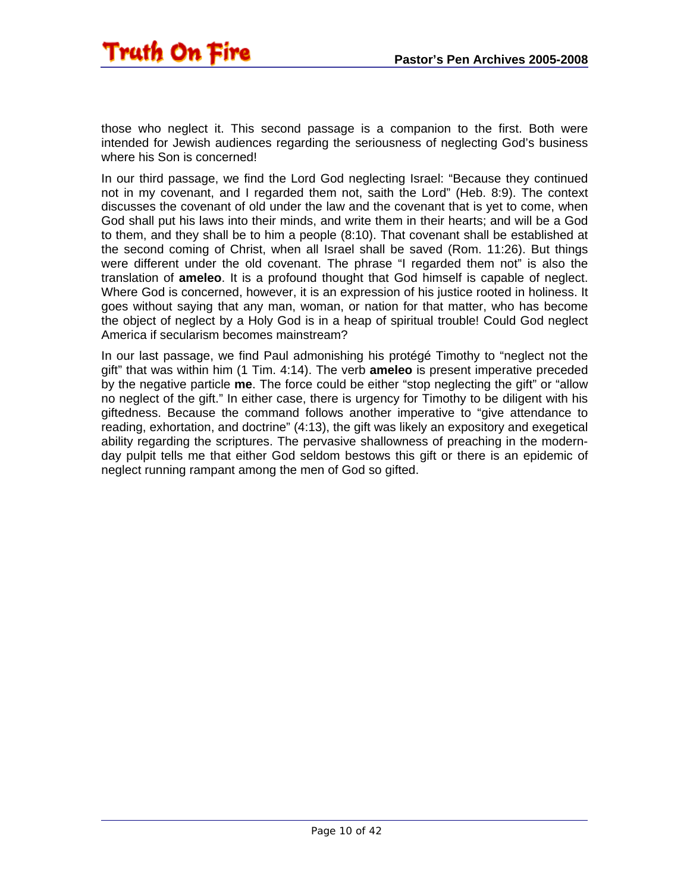those who neglect it. This second passage is a companion to the first. Both were intended for Jewish audiences regarding the seriousness of neglecting God's business where his Son is concerned!

In our third passage, we find the Lord God neglecting Israel: "Because they continued not in my covenant, and I regarded them not, saith the Lord" (Heb. 8:9). The context discusses the covenant of old under the law and the covenant that is yet to come, when God shall put his laws into their minds, and write them in their hearts; and will be a God to them, and they shall be to him a people (8:10). That covenant shall be established at the second coming of Christ, when all Israel shall be saved (Rom. 11:26). But things were different under the old covenant. The phrase "I regarded them not" is also the translation of **ameleo**. It is a profound thought that God himself is capable of neglect. Where God is concerned, however, it is an expression of his justice rooted in holiness. It goes without saying that any man, woman, or nation for that matter, who has become the object of neglect by a Holy God is in a heap of spiritual trouble! Could God neglect America if secularism becomes mainstream?

In our last passage, we find Paul admonishing his protégé Timothy to "neglect not the gift" that was within him (1 Tim. 4:14). The verb **ameleo** is present imperative preceded by the negative particle **me**. The force could be either "stop neglecting the gift" or "allow no neglect of the gift." In either case, there is urgency for Timothy to be diligent with his giftedness. Because the command follows another imperative to "give attendance to reading, exhortation, and doctrine" (4:13), the gift was likely an expository and exegetical ability regarding the scriptures. The pervasive shallowness of preaching in the modern-day pulpit tells me that either God seldom bestows this gift or there is an epidemic of neglect running rampant among the men of God so gifted.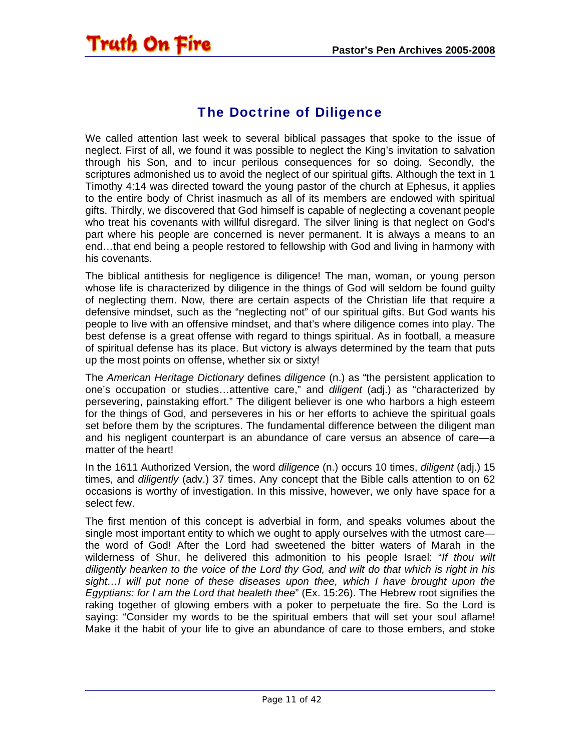## The Doctrine of Diligence

We called attention last week to several biblical passages that spoke to the issue of neglect. First of all, we found it was possible to neglect the King's invitation to salvation through his Son, and to incur perilous consequences for so doing. Secondly, the scriptures admonished us to avoid the neglect of our spiritual gifts. Although the text in 1 Timothy 4:14 was directed toward the young pastor of the church at Ephesus, it applies to the entire body of Christ inasmuch as all of its members are endowed with spiritual gifts. Thirdly, we discovered that God himself is capable of neglecting a covenant people who treat his covenants with willful disregard. The silver lining is that neglect on God's part where his people are concerned is never permanent. It is always a means to an end…that end being a people restored to fellowship with God and living in harmony with his covenants.

The biblical antithesis for negligence is diligence! The man, woman, or young person whose life is characterized by diligence in the things of God will seldom be found guilty of neglecting them. Now, there are certain aspects of the Christian life that require a defensive mindset, such as the "neglecting not" of our spiritual gifts. But God wants his people to live with an offensive mindset, and that's where diligence comes into play. The best defense is a great offense with regard to things spiritual. As in football, a measure of spiritual defense has its place. But victory is always determined by the team that puts up the most points on offense, whether six or sixty!

The *American Heritage Dictionary* defines *diligence* (n.) as "the persistent application to one's occupation or studies…attentive care," and *diligent* (adj.) as "characterized by persevering, painstaking effort." The diligent believer is one who harbors a high esteem for the things of God, and perseveres in his or her efforts to achieve the spiritual goals set before them by the scriptures. The fundamental difference between the diligent man and his negligent counterpart is an abundance of care versus an absence of care—a matter of the heart!

In the 1611 Authorized Version, the word *diligence* (n.) occurs 10 times, *diligent* (adj.) 15 times, and *diligently* (adv.) 37 times. Any concept that the Bible calls attention to on 62 occasions is worthy of investigation. In this missive, however, we only have space for a select few.

The first mention of this concept is adverbial in form, and speaks volumes about the single most important entity to which we ought to apply ourselves with the utmost care—the word of God! After the Lord had sweetened the bitter waters of Marah in the wilderness of Shur, he delivered this admonition to his people Israel: "*If thou wilt diligently hearken to the voice of the Lord thy God, and wilt do that which is right in his sight…I will put none of these diseases upon thee, which I have brought upon the Egyptians: for I am the Lord that healeth thee*" (Ex. 15:26). The Hebrew root signifies the raking together of glowing embers with a poker to perpetuate the fire. So the Lord is saying: "Consider my words to be the spiritual embers that will set your soul aflame! Make it the habit of your life to give an abundance of care to those embers, and stoke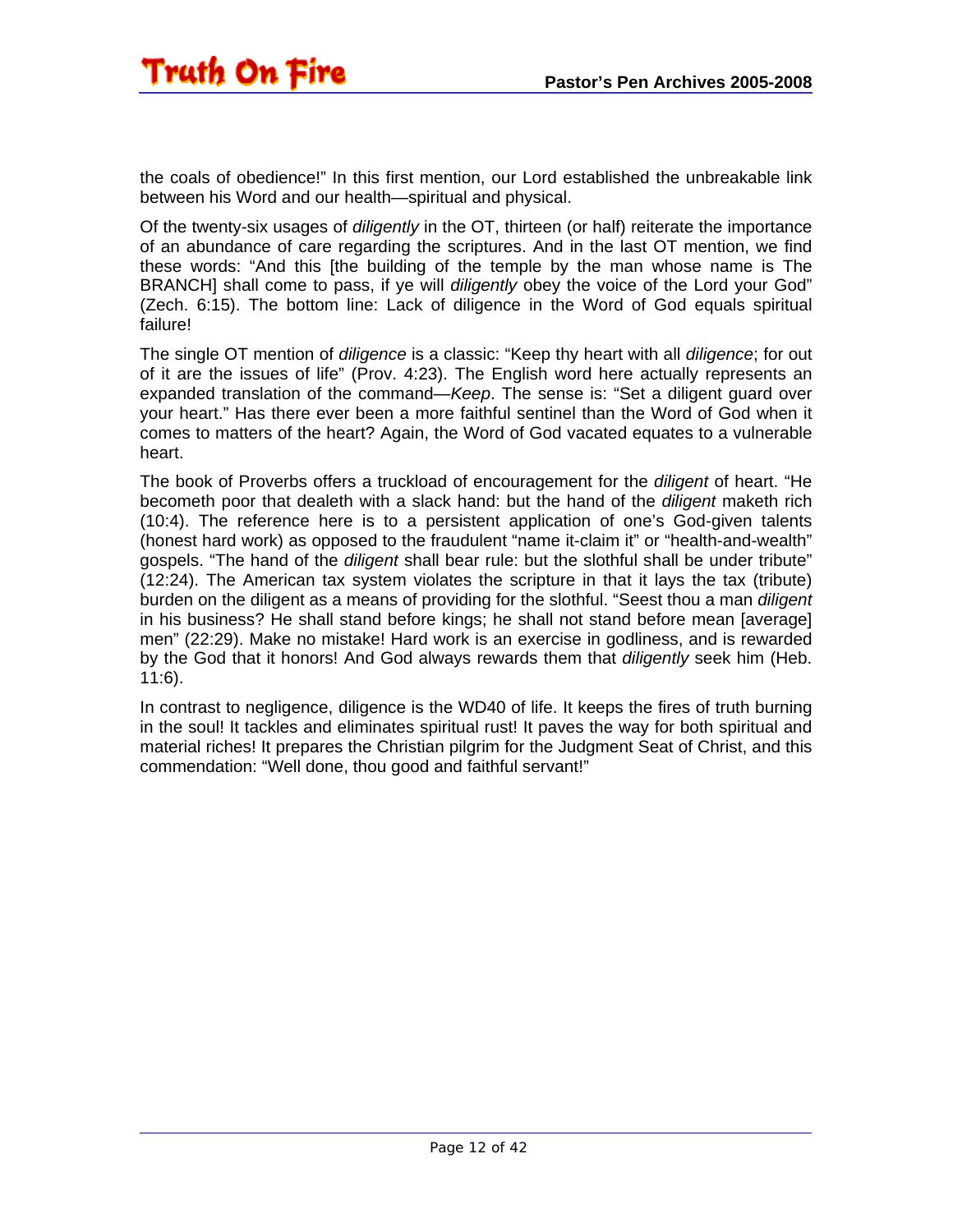the coals of obedience!" In this first mention, our Lord established the unbreakable link between his Word and our health—spiritual and physical.

Of the twenty-six usages of *diligently* in the OT, thirteen (or half) reiterate the importance of an abundance of care regarding the scriptures. And in the last OT mention, we find these words: "And this [the building of the temple by the man whose name is The BRANCH] shall come to pass, if ye will *diligently* obey the voice of the Lord your God" (Zech. 6:15). The bottom line: Lack of diligence in the Word of God equals spiritual failure!

The single OT mention of *diligence* is a classic: "Keep thy heart with all *diligence*; for out of it are the issues of life" (Prov. 4:23). The English word here actually represents an expanded translation of the command—*Keep*. The sense is: "Set a diligent guard over your heart." Has there ever been a more faithful sentinel than the Word of God when it comes to matters of the heart? Again, the Word of God vacated equates to a vulnerable heart.

The book of Proverbs offers a truckload of encouragement for the *diligent* of heart. "He becometh poor that dealeth with a slack hand: but the hand of the *diligent* maketh rich (10:4). The reference here is to a persistent application of one's God-given talents (honest hard work) as opposed to the fraudulent "name it-claim it" or "health-and-wealth" gospels. "The hand of the *diligent* shall bear rule: but the slothful shall be under tribute" (12:24). The American tax system violates the scripture in that it lays the tax (tribute) burden on the diligent as a means of providing for the slothful. "Seest thou a man *diligent* in his business? He shall stand before kings; he shall not stand before mean [average] men" (22:29). Make no mistake! Hard work is an exercise in godliness, and is rewarded by the God that it honors! And God always rewards them that *diligently* seek him (Heb. 11:6).

In contrast to negligence, diligence is the WD40 of life. It keeps the fires of truth burning in the soul! It tackles and eliminates spiritual rust! It paves the way for both spiritual and material riches! It prepares the Christian pilgrim for the Judgment Seat of Christ, and this commendation: "Well done, thou good and faithful servant!"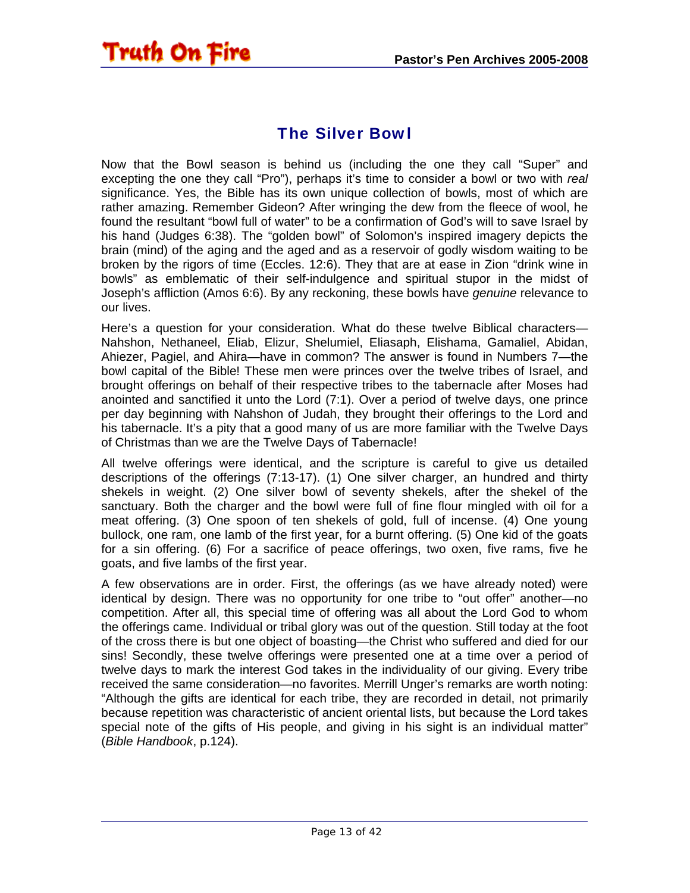## The Silver Bowl

Now that the Bowl season is behind us (including the one they call "Super" and excepting the one they call "Pro"), perhaps it's time to consider a bowl or two with *real* significance. Yes, the Bible has its own unique collection of bowls, most of which are rather amazing. Remember Gideon? After wringing the dew from the fleece of wool, he found the resultant "bowl full of water" to be a confirmation of God's will to save Israel by his hand (Judges 6:38). The "golden bowl" of Solomon's inspired imagery depicts the brain (mind) of the aging and the aged and as a reservoir of godly wisdom waiting to be broken by the rigors of time (Eccles. 12:6). They that are at ease in Zion "drink wine in bowls" as emblematic of their self-indulgence and spiritual stupor in the midst of Joseph's affliction (Amos 6:6). By any reckoning, these bowls have *genuine* relevance to our lives.

Here's a question for your consideration. What do these twelve Biblical characters—Nahshon, Nethaneel, Eliab, Elizur, Shelumiel, Eliasaph, Elishama, Gamaliel, Abidan, Ahiezer, Pagiel, and Ahira—have in common? The answer is found in Numbers 7—the bowl capital of the Bible! These men were princes over the twelve tribes of Israel, and brought offerings on behalf of their respective tribes to the tabernacle after Moses had anointed and sanctified it unto the Lord (7:1). Over a period of twelve days, one prince per day beginning with Nahshon of Judah, they brought their offerings to the Lord and his tabernacle. It's a pity that a good many of us are more familiar with the Twelve Days of Christmas than we are the Twelve Days of Tabernacle!

All twelve offerings were identical, and the scripture is careful to give us detailed descriptions of the offerings (7:13-17). (1) One silver charger, an hundred and thirty shekels in weight. (2) One silver bowl of seventy shekels, after the shekel of the sanctuary. Both the charger and the bowl were full of fine flour mingled with oil for a meat offering. (3) One spoon of ten shekels of gold, full of incense. (4) One young bullock, one ram, one lamb of the first year, for a burnt offering. (5) One kid of the goats for a sin offering. (6) For a sacrifice of peace offerings, two oxen, five rams, five he goats, and five lambs of the first year.

A few observations are in order. First, the offerings (as we have already noted) were identical by design. There was no opportunity for one tribe to "out offer" another—no competition. After all, this special time of offering was all about the Lord God to whom the offerings came. Individual or tribal glory was out of the question. Still today at the foot of the cross there is but one object of boasting—the Christ who suffered and died for our sins! Secondly, these twelve offerings were presented one at a time over a period of twelve days to mark the interest God takes in the individuality of our giving. Every tribe received the same consideration—no favorites. Merrill Unger's remarks are worth noting: "Although the gifts are identical for each tribe, they are recorded in detail, not primarily because repetition was characteristic of ancient oriental lists, but because the Lord takes special note of the gifts of His people, and giving in his sight is an individual matter" (*Bible Handbook*, p.124).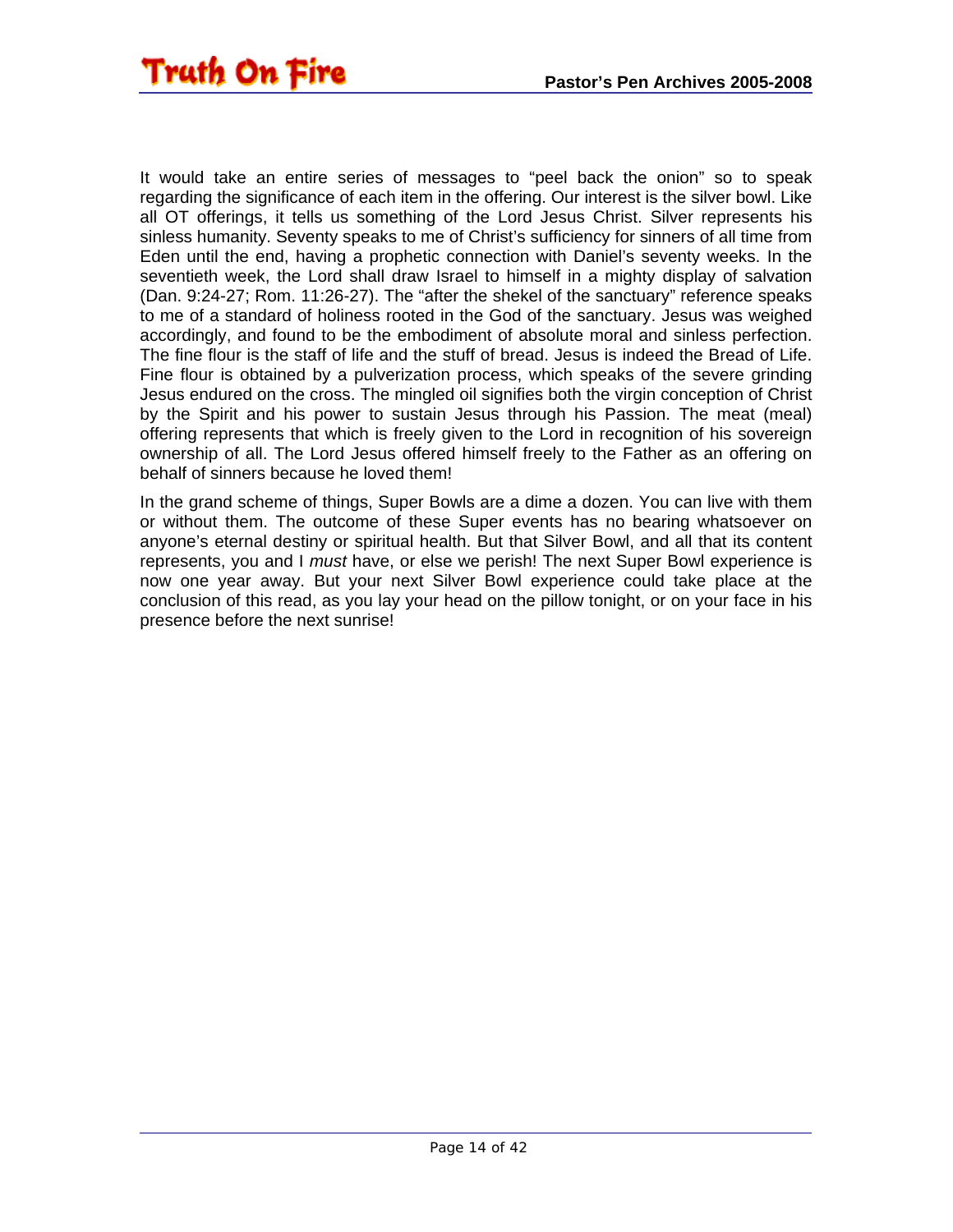It would take an entire series of messages to "peel back the onion" so to speak regarding the significance of each item in the offering. Our interest is the silver bowl. Like all OT offerings, it tells us something of the Lord Jesus Christ. Silver represents his sinless humanity. Seventy speaks to me of Christ's sufficiency for sinners of all time from Eden until the end, having a prophetic connection with Daniel's seventy weeks. In the seventieth week, the Lord shall draw Israel to himself in a mighty display of salvation (Dan. 9:24-27; Rom. 11:26-27). The "after the shekel of the sanctuary" reference speaks to me of a standard of holiness rooted in the God of the sanctuary. Jesus was weighed accordingly, and found to be the embodiment of absolute moral and sinless perfection. The fine flour is the staff of life and the stuff of bread. Jesus is indeed the Bread of Life. Fine flour is obtained by a pulverization process, which speaks of the severe grinding Jesus endured on the cross. The mingled oil signifies both the virgin conception of Christ by the Spirit and his power to sustain Jesus through his Passion. The meat (meal) offering represents that which is freely given to the Lord in recognition of his sovereign ownership of all. The Lord Jesus offered himself freely to the Father as an offering on behalf of sinners because he loved them!

In the grand scheme of things, Super Bowls are a dime a dozen. You can live with them or without them. The outcome of these Super events has no bearing whatsoever on anyone's eternal destiny or spiritual health. But that Silver Bowl, and all that its content represents, you and I *must* have, or else we perish! The next Super Bowl experience is now one year away. But your next Silver Bowl experience could take place at the conclusion of this read, as you lay your head on the pillow tonight, or on your face in his presence before the next sunrise!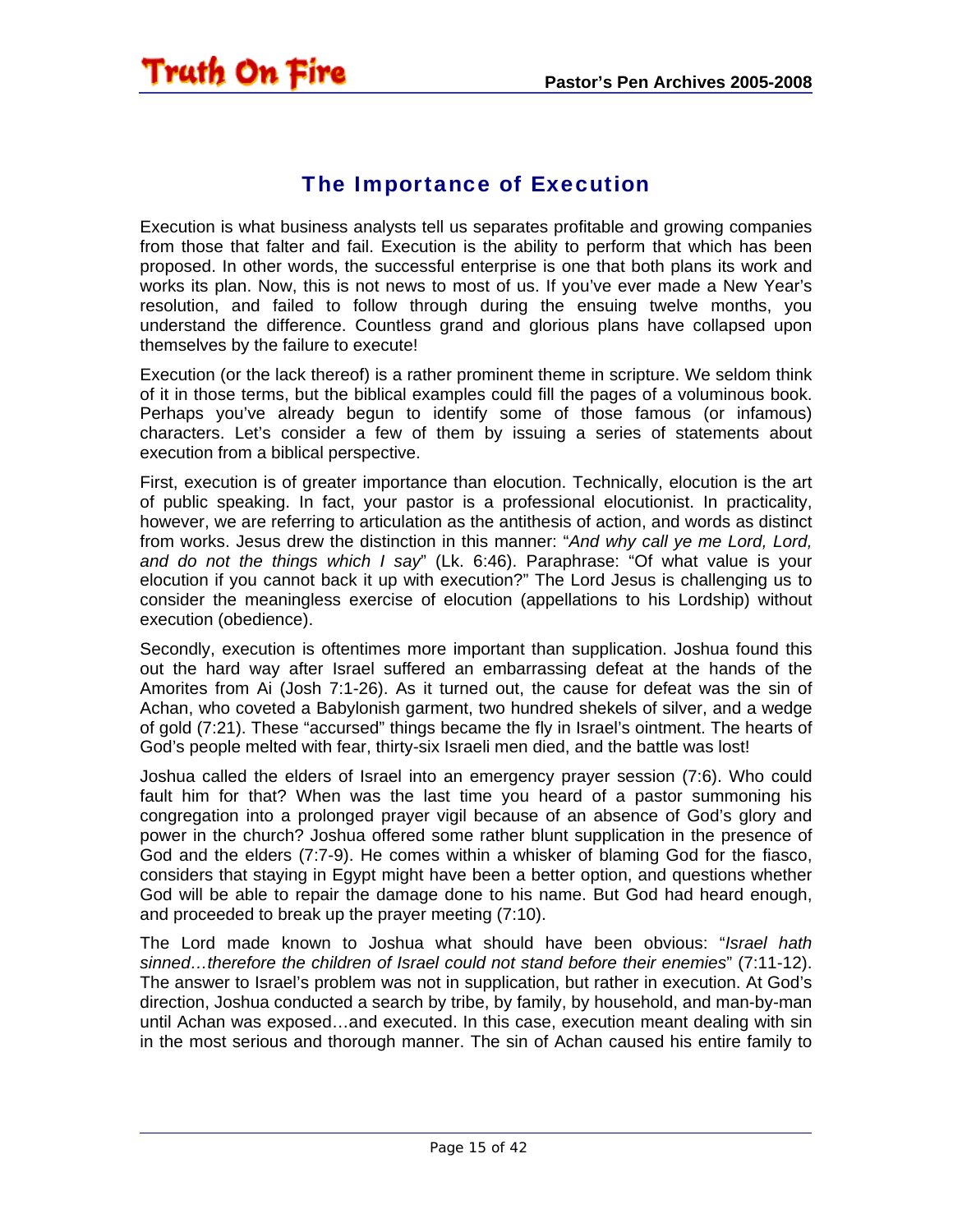## The Importance of Execution

Execution is what business analysts tell us separates profitable and growing companies from those that falter and fail. Execution is the ability to perform that which has been proposed. In other words, the successful enterprise is one that both plans its work and works its plan. Now, this is not news to most of us. If you've ever made a New Year's resolution, and failed to follow through during the ensuing twelve months, you understand the difference. Countless grand and glorious plans have collapsed upon themselves by the failure to execute!

Execution (or the lack thereof) is a rather prominent theme in scripture. We seldom think of it in those terms, but the biblical examples could fill the pages of a voluminous book. Perhaps you've already begun to identify some of those famous (or infamous) characters. Let's consider a few of them by issuing a series of statements about execution from a biblical perspective.

First, execution is of greater importance than elocution. Technically, elocution is the art of public speaking. In fact, your pastor is a professional elocutionist. In practicality, however, we are referring to articulation as the antithesis of action, and words as distinct from works. Jesus drew the distinction in this manner: "*And why call ye me Lord, Lord, and do not the things which I say*" (Lk. 6:46). Paraphrase: "Of what value is your elocution if you cannot back it up with execution?" The Lord Jesus is challenging us to consider the meaningless exercise of elocution (appellations to his Lordship) without execution (obedience).

Secondly, execution is oftentimes more important than supplication. Joshua found this out the hard way after Israel suffered an embarrassing defeat at the hands of the Amorites from Ai (Josh 7:1-26). As it turned out, the cause for defeat was the sin of Achan, who coveted a Babylonish garment, two hundred shekels of silver, and a wedge of gold (7:21). These "accursed" things became the fly in Israel's ointment. The hearts of God's people melted with fear, thirty-six Israeli men died, and the battle was lost!

Joshua called the elders of Israel into an emergency prayer session (7:6). Who could fault him for that? When was the last time you heard of a pastor summoning his congregation into a prolonged prayer vigil because of an absence of God's glory and power in the church? Joshua offered some rather blunt supplication in the presence of God and the elders (7:7-9). He comes within a whisker of blaming God for the fiasco, considers that staying in Egypt might have been a better option, and questions whether God will be able to repair the damage done to his name. But God had heard enough, and proceeded to break up the prayer meeting (7:10).

The Lord made known to Joshua what should have been obvious: "*Israel hath sinned…therefore the children of Israel could not stand before their enemies*" (7:11-12). The answer to Israel's problem was not in supplication, but rather in execution. At God's direction, Joshua conducted a search by tribe, by family, by household, and man-by-man until Achan was exposed…and executed. In this case, execution meant dealing with sin in the most serious and thorough manner. The sin of Achan caused his entire family to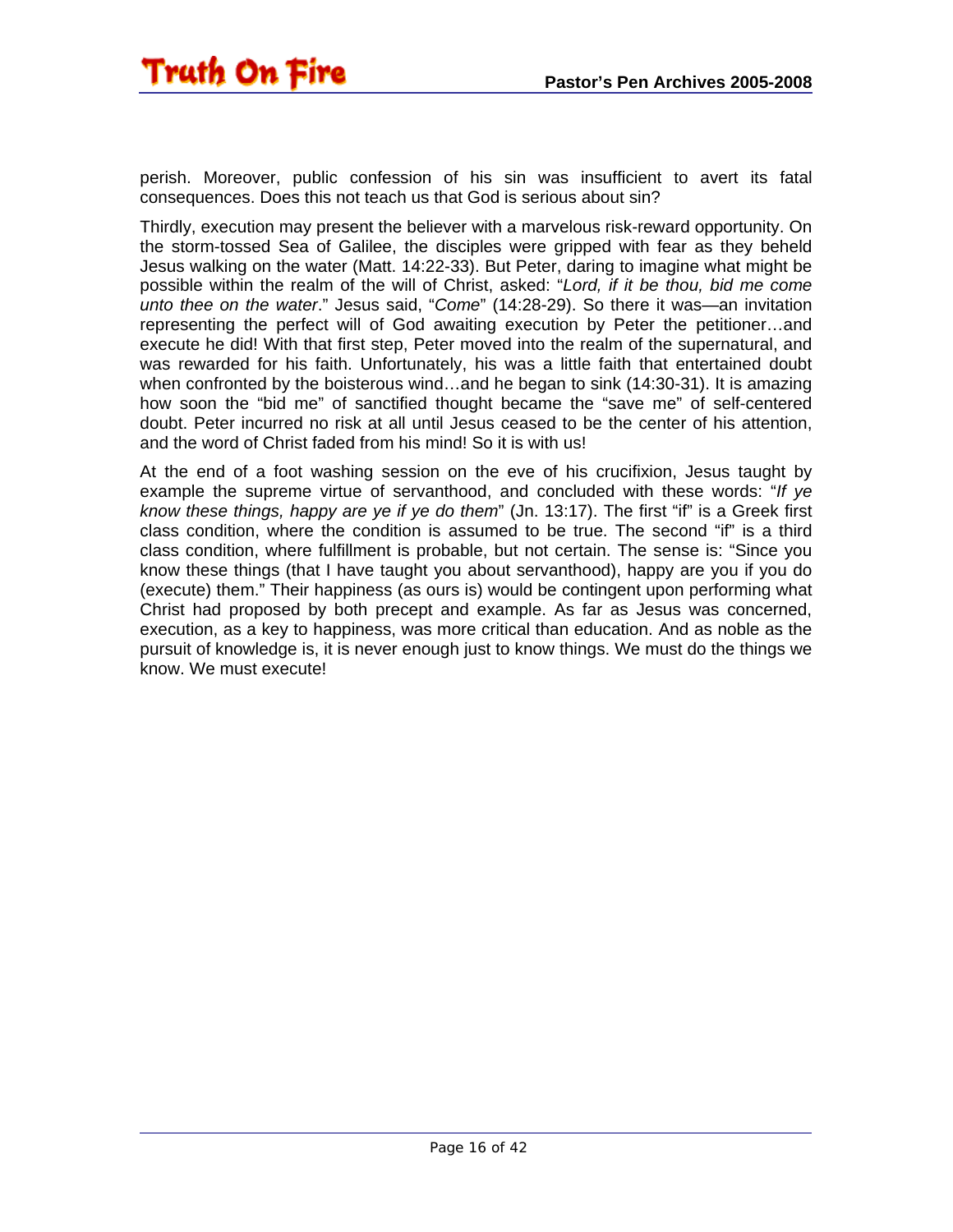perish. Moreover, public confession of his sin was insufficient to avert its fatal consequences. Does this not teach us that God is serious about sin?

Thirdly, execution may present the believer with a marvelous risk-reward opportunity. On the storm-tossed Sea of Galilee, the disciples were gripped with fear as they beheld Jesus walking on the water (Matt. 14:22-33). But Peter, daring to imagine what might be possible within the realm of the will of Christ, asked: "*Lord, if it be thou, bid me come unto thee on the water*." Jesus said, "*Come*" (14:28-29). So there it was—an invitation representing the perfect will of God awaiting execution by Peter the petitioner…and execute he did! With that first step, Peter moved into the realm of the supernatural, and was rewarded for his faith. Unfortunately, his was a little faith that entertained doubt when confronted by the boisterous wind…and he began to sink (14:30-31). It is amazing how soon the "bid me" of sanctified thought became the "save me" of self-centered doubt. Peter incurred no risk at all until Jesus ceased to be the center of his attention, and the word of Christ faded from his mind! So it is with us!

At the end of a foot washing session on the eve of his crucifixion, Jesus taught by example the supreme virtue of servanthood, and concluded with these words: "*If ye know these things, happy are ye if ye do them*" (Jn. 13:17). The first "if" is a Greek first class condition, where the condition is assumed to be true. The second "if" is a third class condition, where fulfillment is probable, but not certain. The sense is: "Since you know these things (that I have taught you about servanthood), happy are you if you do (execute) them." Their happiness (as ours is) would be contingent upon performing what Christ had proposed by both precept and example. As far as Jesus was concerned, execution, as a key to happiness, was more critical than education. And as noble as the pursuit of knowledge is, it is never enough just to know things. We must do the things we know. We must execute!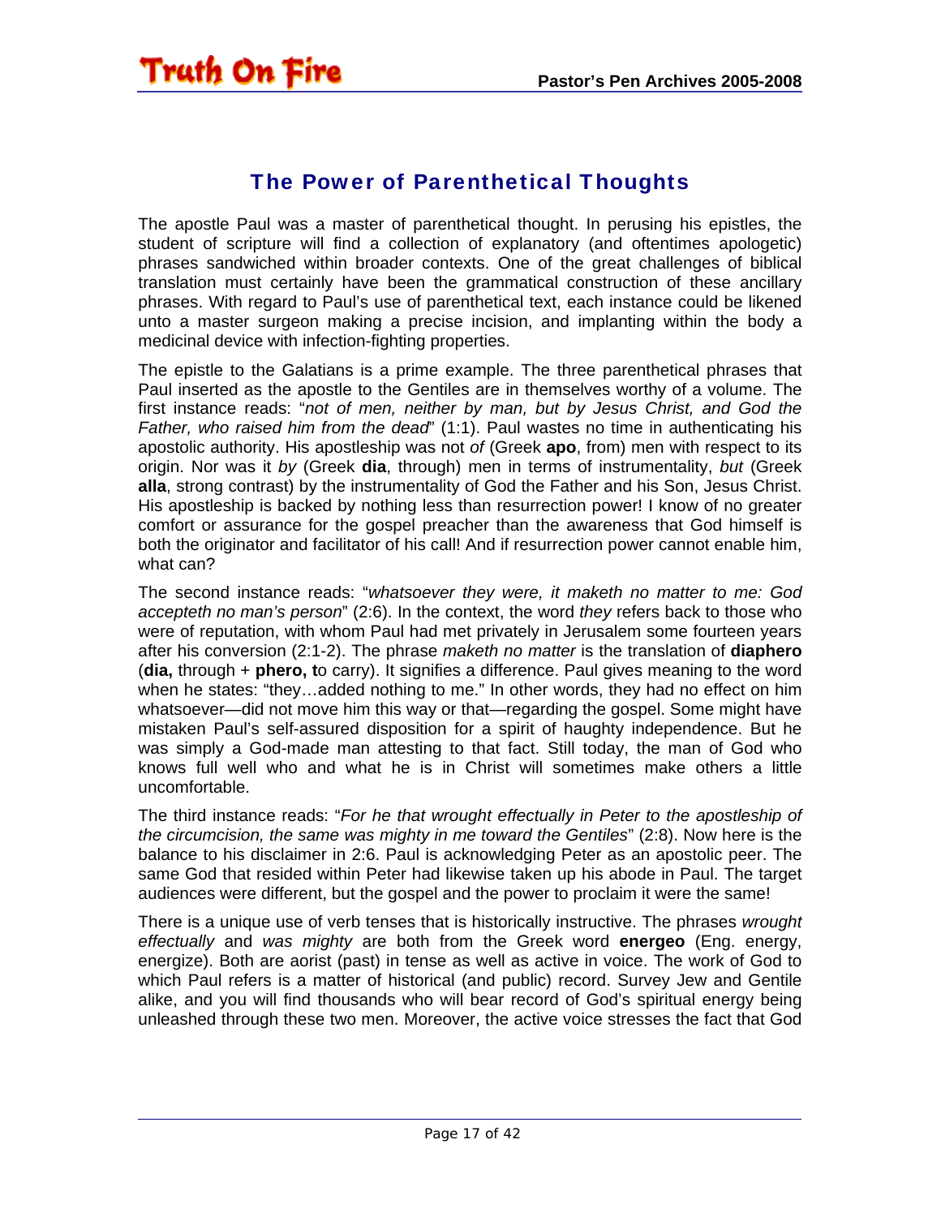## The Power of Parenthetical Thoughts

The apostle Paul was a master of parenthetical thought. In perusing his epistles, the student of scripture will find a collection of explanatory (and oftentimes apologetic) phrases sandwiched within broader contexts. One of the great challenges of biblical translation must certainly have been the grammatical construction of these ancillary phrases. With regard to Paul's use of parenthetical text, each instance could be likened unto a master surgeon making a precise incision, and implanting within the body a medicinal device with infection-fighting properties.

The epistle to the Galatians is a prime example. The three parenthetical phrases that Paul inserted as the apostle to the Gentiles are in themselves worthy of a volume. The first instance reads: "*not of men, neither by man, but by Jesus Christ, and God the Father, who raised him from the dead*" (1:1). Paul wastes no time in authenticating his apostolic authority. His apostleship was not *of* (Greek **apo**, from) men with respect to its origin. Nor was it *by* (Greek **dia**, through) men in terms of instrumentality, *but* (Greek **alla**, strong contrast) by the instrumentality of God the Father and his Son, Jesus Christ. His apostleship is backed by nothing less than resurrection power! I know of no greater comfort or assurance for the gospel preacher than the awareness that God himself is both the originator and facilitator of his call! And if resurrection power cannot enable him, what can?

The second instance reads: "*whatsoever they were, it maketh no matter to me: God accepteth no man's person*" (2:6). In the context, the word *they* refers back to those who were of reputation, with whom Paul had met privately in Jerusalem some fourteen years after his conversion (2:1-2). The phrase *maketh no matter* is the translation of **diaphero** (**dia,** through + **phero, t**o carry). It signifies a difference. Paul gives meaning to the word when he states: "they…added nothing to me." In other words, they had no effect on him whatsoever—did not move him this way or that—regarding the gospel. Some might have mistaken Paul's self-assured disposition for a spirit of haughty independence. But he was simply a God-made man attesting to that fact. Still today, the man of God who knows full well who and what he is in Christ will sometimes make others a little uncomfortable.

The third instance reads: "*For he that wrought effectually in Peter to the apostleship of the circumcision, the same was mighty in me toward the Gentiles*" (2:8). Now here is the balance to his disclaimer in 2:6. Paul is acknowledging Peter as an apostolic peer. The same God that resided within Peter had likewise taken up his abode in Paul. The target audiences were different, but the gospel and the power to proclaim it were the same!

There is a unique use of verb tenses that is historically instructive. The phrases *wrought effectually* and *was mighty* are both from the Greek word **energeo** (Eng. energy, energize). Both are aorist (past) in tense as well as active in voice. The work of God to which Paul refers is a matter of historical (and public) record. Survey Jew and Gentile alike, and you will find thousands who will bear record of God's spiritual energy being unleashed through these two men. Moreover, the active voice stresses the fact that God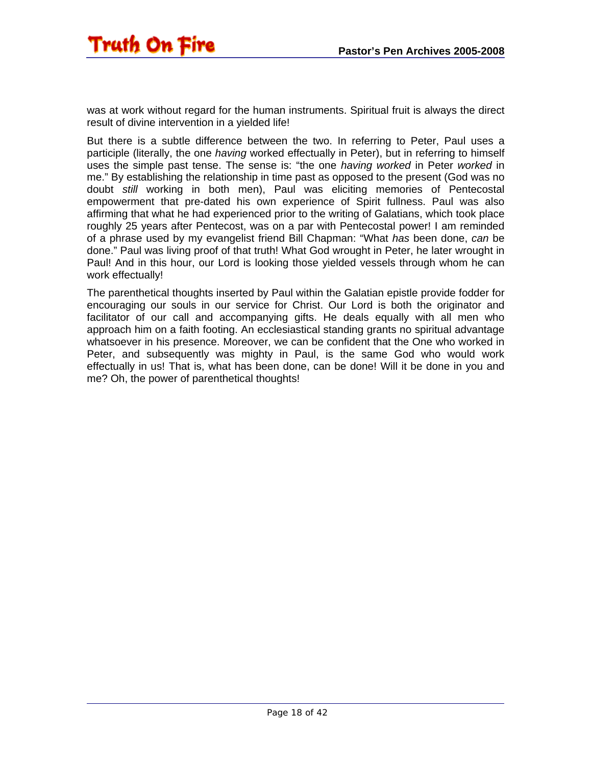was at work without regard for the human instruments. Spiritual fruit is always the direct result of divine intervention in a yielded life!

But there is a subtle difference between the two. In referring to Peter, Paul uses a participle (literally, the one *having* worked effectually in Peter), but in referring to himself uses the simple past tense. The sense is: "the one *having worked* in Peter *worked* in me." By establishing the relationship in time past as opposed to the present (God was no doubt *still* working in both men), Paul was eliciting memories of Pentecostal empowerment that pre-dated his own experience of Spirit fullness. Paul was also affirming that what he had experienced prior to the writing of Galatians, which took place roughly 25 years after Pentecost, was on a par with Pentecostal power! I am reminded of a phrase used by my evangelist friend Bill Chapman: "What *has* been done, *can* be done." Paul was living proof of that truth! What God wrought in Peter, he later wrought in Paul! And in this hour, our Lord is looking those yielded vessels through whom he can work effectually!

The parenthetical thoughts inserted by Paul within the Galatian epistle provide fodder for encouraging our souls in our service for Christ. Our Lord is both the originator and facilitator of our call and accompanying gifts. He deals equally with all men who approach him on a faith footing. An ecclesiastical standing grants no spiritual advantage whatsoever in his presence. Moreover, we can be confident that the One who worked in Peter, and subsequently was mighty in Paul, is the same God who would work effectually in us! That is, what has been done, can be done! Will it be done in you and me? Oh, the power of parenthetical thoughts!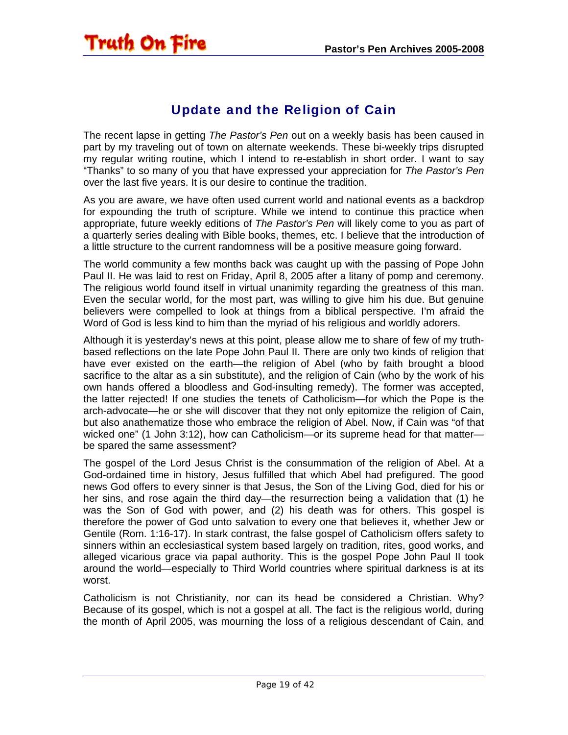## Update and the Religion of Cain

The recent lapse in getting *The Pastor's Pen* out on a weekly basis has been caused in part by my traveling out of town on alternate weekends. These bi-weekly trips disrupted my regular writing routine, which I intend to re-establish in short order. I want to say "Thanks" to so many of you that have expressed your appreciation for *The Pastor's Pen* over the last five years. It is our desire to continue the tradition.

As you are aware, we have often used current world and national events as a backdrop for expounding the truth of scripture. While we intend to continue this practice when appropriate, future weekly editions of *The Pastor's Pen* will likely come to you as part of a quarterly series dealing with Bible books, themes, etc. I believe that the introduction of a little structure to the current randomness will be a positive measure going forward.

The world community a few months back was caught up with the passing of Pope John Paul II. He was laid to rest on Friday, April 8, 2005 after a litany of pomp and ceremony. The religious world found itself in virtual unanimity regarding the greatness of this man. Even the secular world, for the most part, was willing to give him his due. But genuine believers were compelled to look at things from a biblical perspective. I'm afraid the Word of God is less kind to him than the myriad of his religious and worldly adorers.

Although it is yesterday's news at this point, please allow me to share of few of my truth-based reflections on the late Pope John Paul II. There are only two kinds of religion that have ever existed on the earth—the religion of Abel (who by faith brought a blood sacrifice to the altar as a sin substitute), and the religion of Cain (who by the work of his own hands offered a bloodless and God-insulting remedy). The former was accepted, the latter rejected! If one studies the tenets of Catholicism—for which the Pope is the arch-advocate—he or she will discover that they not only epitomize the religion of Cain, but also anathematize those who embrace the religion of Abel. Now, if Cain was "of that wicked one" (1 John 3:12), how can Catholicism—or its supreme head for that matter—be spared the same assessment?

The gospel of the Lord Jesus Christ is the consummation of the religion of Abel. At a God-ordained time in history, Jesus fulfilled that which Abel had prefigured. The good news God offers to every sinner is that Jesus, the Son of the Living God, died for his or her sins, and rose again the third day—the resurrection being a validation that (1) he was the Son of God with power, and (2) his death was for others. This gospel is therefore the power of God unto salvation to every one that believes it, whether Jew or Gentile (Rom. 1:16-17). In stark contrast, the false gospel of Catholicism offers safety to sinners within an ecclesiastical system based largely on tradition, rites, good works, and alleged vicarious grace via papal authority. This is the gospel Pope John Paul II took around the world—especially to Third World countries where spiritual darkness is at its worst.

Catholicism is not Christianity, nor can its head be considered a Christian. Why? Because of its gospel, which is not a gospel at all. The fact is the religious world, during the month of April 2005, was mourning the loss of a religious descendant of Cain, and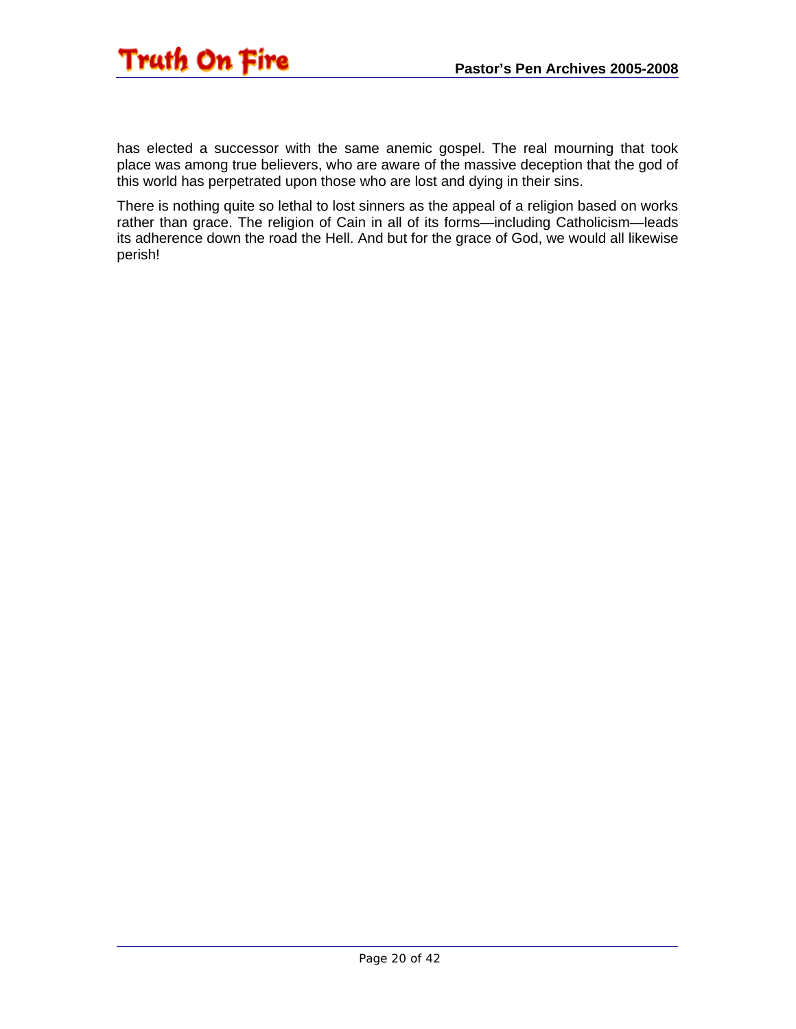has elected a successor with the same anemic gospel. The real mourning that took place was among true believers, who are aware of the massive deception that the god of this world has perpetrated upon those who are lost and dying in their sins.

There is nothing quite so lethal to lost sinners as the appeal of a religion based on works rather than grace. The religion of Cain in all of its forms—including Catholicism—leads its adherence down the road the Hell. And but for the grace of God, we would all likewise perish!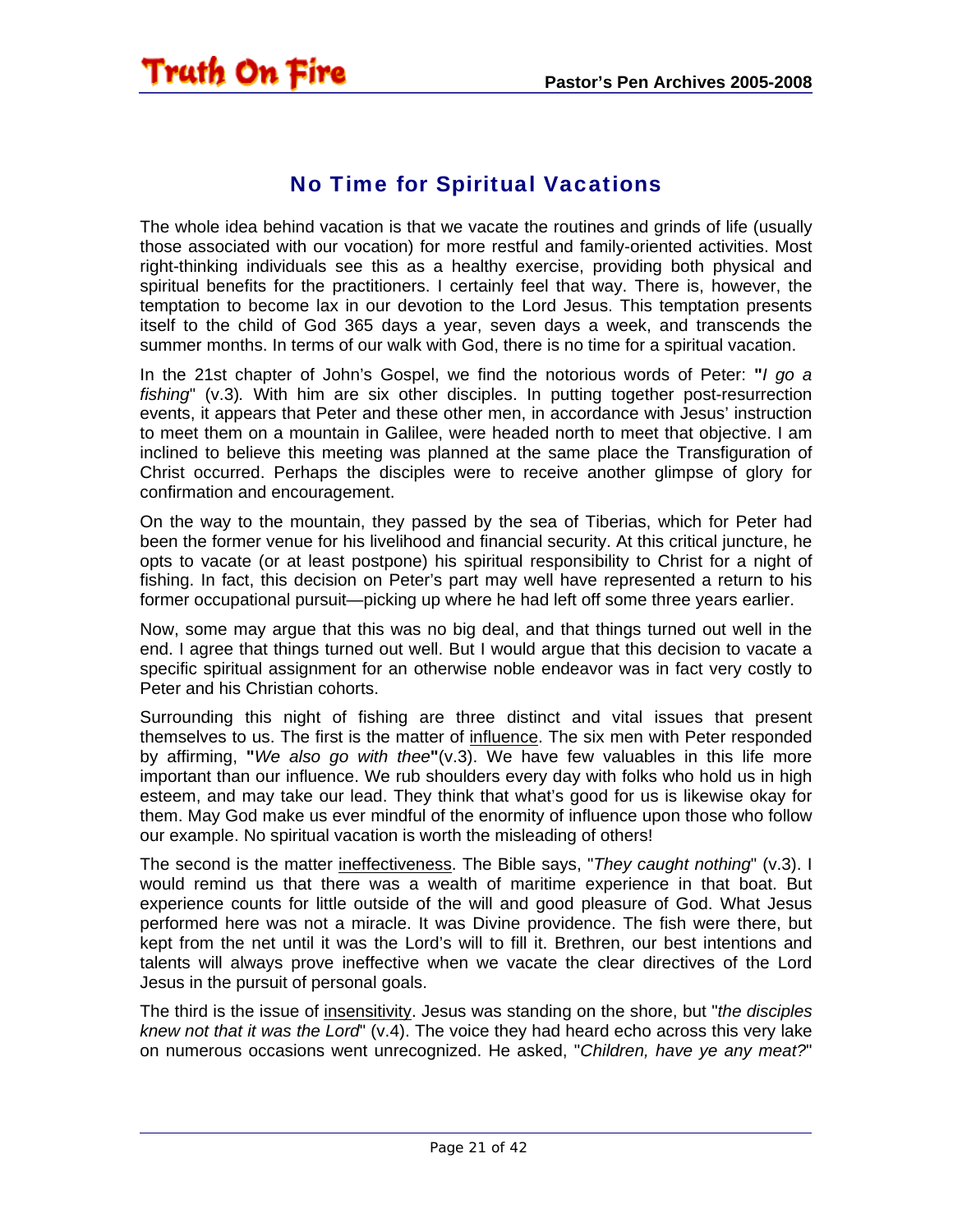## No Time for Spiritual Vacations

The whole idea behind vacation is that we vacate the routines and grinds of life (usually those associated with our vocation) for more restful and family-oriented activities. Most right-thinking individuals see this as a healthy exercise, providing both physical and spiritual benefits for the practitioners. I certainly feel that way. There is, however, the temptation to become lax in our devotion to the Lord Jesus. This temptation presents itself to the child of God 365 days a year, seven days a week, and transcends the summer months. In terms of our walk with God, there is no time for a spiritual vacation.

In the 21st chapter of John's Gospel, we find the notorious words of Peter: **"***I go a fishing*" (v.3)*.* With him are six other disciples. In putting together post-resurrection events, it appears that Peter and these other men, in accordance with Jesus' instruction to meet them on a mountain in Galilee, were headed north to meet that objective. I am inclined to believe this meeting was planned at the same place the Transfiguration of Christ occurred. Perhaps the disciples were to receive another glimpse of glory for confirmation and encouragement.

On the way to the mountain, they passed by the sea of Tiberias, which for Peter had been the former venue for his livelihood and financial security. At this critical juncture, he opts to vacate (or at least postpone) his spiritual responsibility to Christ for a night of fishing. In fact, this decision on Peter's part may well have represented a return to his former occupational pursuit—picking up where he had left off some three years earlier.

Now, some may argue that this was no big deal, and that things turned out well in the end. I agree that things turned out well. But I would argue that this decision to vacate a specific spiritual assignment for an otherwise noble endeavor was in fact very costly to Peter and his Christian cohorts.

Surrounding this night of fishing are three distinct and vital issues that present themselves to us. The first is the matter of <u>influence</u>. The six men with Peter responded by affirming, **"***We also go with thee***"**(v.3). We have few valuables in this life more important than our influence. We rub shoulders every day with folks who hold us in high esteem, and may take our lead. They think that what's good for us is likewise okay for them. May God make us ever mindful of the enormity of influence upon those who follow our example. No spiritual vacation is worth the misleading of others!

The second is the matter <u>ineffectiveness</u>. The Bible says, "*They caught nothing*" (v.3). I would remind us that there was a wealth of maritime experience in that boat. But experience counts for little outside of the will and good pleasure of God. What Jesus performed here was not a miracle. It was Divine providence. The fish were there, but kept from the net until it was the Lord's will to fill it. Brethren, our best intentions and talents will always prove ineffective when we vacate the clear directives of the Lord Jesus in the pursuit of personal goals.

The third is the issue of <u>insensitivity</u>. Jesus was standing on the shore, but "*the disciples knew not that it was the Lord*" (v.4). The voice they had heard echo across this very lake on numerous occasions went unrecognized. He asked, "*Children, have ye any meat?*"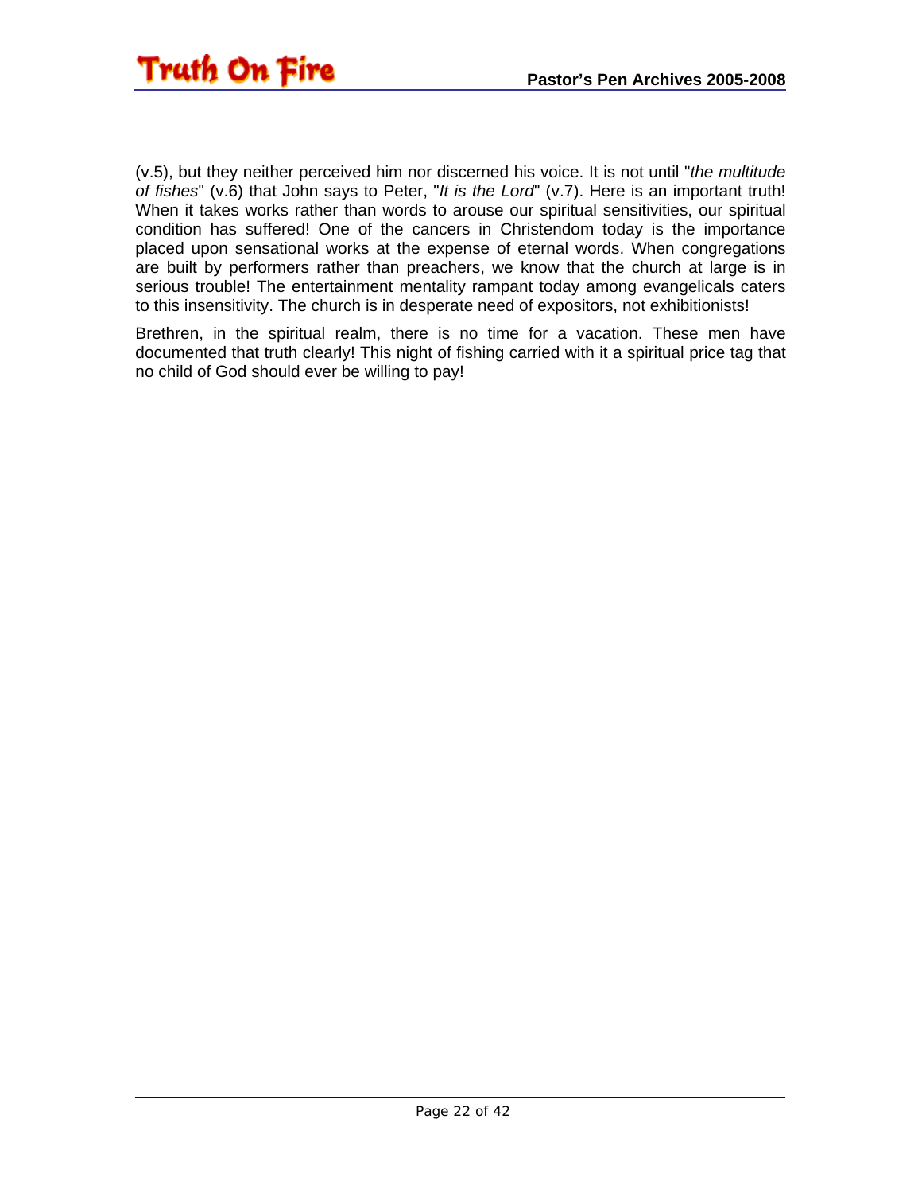(v.5), but they neither perceived him nor discerned his voice. It is not until "*the multitude of fishes*" (v.6) that John says to Peter, "*It is the Lord*" (v.7). Here is an important truth! When it takes works rather than words to arouse our spiritual sensitivities, our spiritual condition has suffered! One of the cancers in Christendom today is the importance placed upon sensational works at the expense of eternal words. When congregations are built by performers rather than preachers, we know that the church at large is in serious trouble! The entertainment mentality rampant today among evangelicals caters to this insensitivity. The church is in desperate need of expositors, not exhibitionists!

Brethren, in the spiritual realm, there is no time for a vacation. These men have documented that truth clearly! This night of fishing carried with it a spiritual price tag that no child of God should ever be willing to pay!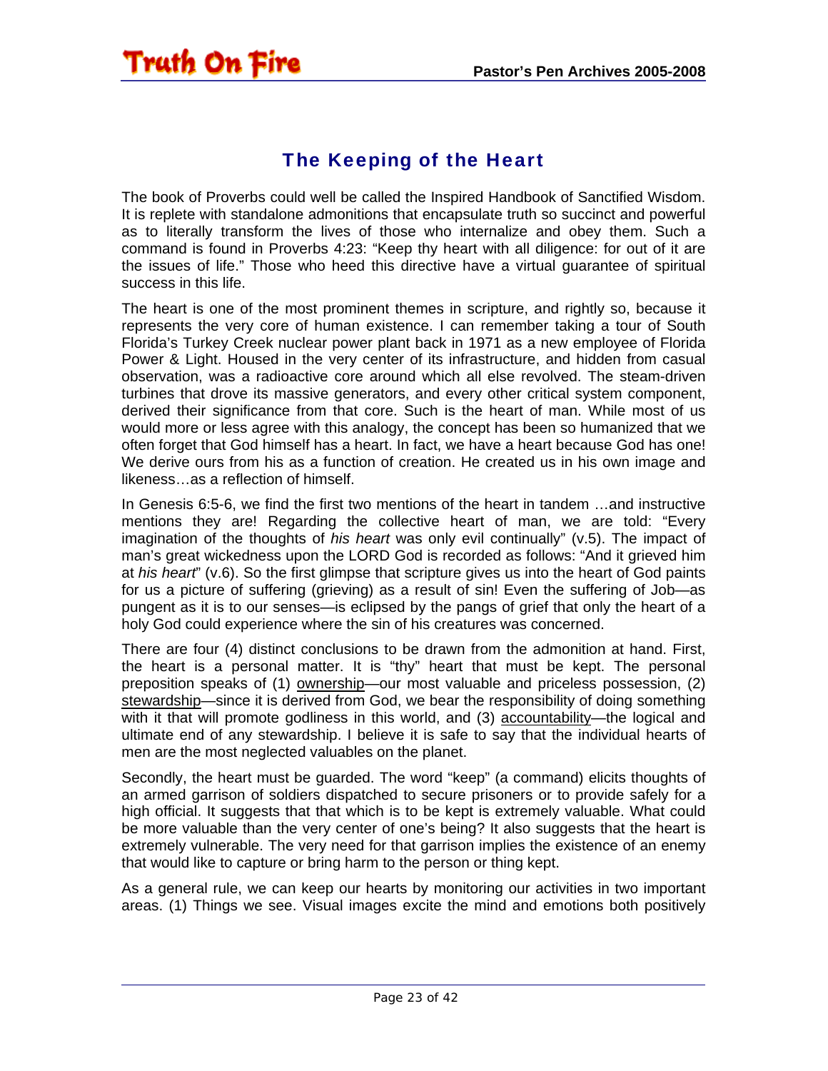## The Keeping of the Heart

The book of Proverbs could well be called the Inspired Handbook of Sanctified Wisdom. It is replete with standalone admonitions that encapsulate truth so succinct and powerful as to literally transform the lives of those who internalize and obey them. Such a command is found in Proverbs 4:23: "Keep thy heart with all diligence: for out of it are the issues of life." Those who heed this directive have a virtual guarantee of spiritual success in this life.

The heart is one of the most prominent themes in scripture, and rightly so, because it represents the very core of human existence. I can remember taking a tour of South Florida's Turkey Creek nuclear power plant back in 1971 as a new employee of Florida Power & Light. Housed in the very center of its infrastructure, and hidden from casual observation, was a radioactive core around which all else revolved. The steam-driven turbines that drove its massive generators, and every other critical system component, derived their significance from that core. Such is the heart of man. While most of us would more or less agree with this analogy, the concept has been so humanized that we often forget that God himself has a heart. In fact, we have a heart because God has one! We derive ours from his as a function of creation. He created us in his own image and likeness…as a reflection of himself.

In Genesis 6:5-6, we find the first two mentions of the heart in tandem …and instructive mentions they are! Regarding the collective heart of man, we are told: "Every imagination of the thoughts of *his heart* was only evil continually" (v.5). The impact of man's great wickedness upon the LORD God is recorded as follows: "And it grieved him at *his heart*" (v.6). So the first glimpse that scripture gives us into the heart of God paints for us a picture of suffering (grieving) as a result of sin! Even the suffering of Job—as pungent as it is to our senses—is eclipsed by the pangs of grief that only the heart of a holy God could experience where the sin of his creatures was concerned.

There are four (4) distinct conclusions to be drawn from the admonition at hand. First, the heart is a personal matter. It is "thy" heart that must be kept. The personal preposition speaks of (1) <u>ownership</u>—our most valuable and priceless possession, (2) <u>stewardship</u>—since it is derived from God, we bear the responsibility of doing something with it that will promote godliness in this world, and (3) <u>accountability</u>—the logical and ultimate end of any stewardship. I believe it is safe to say that the individual hearts of men are the most neglected valuables on the planet.

Secondly, the heart must be guarded. The word "keep" (a command) elicits thoughts of an armed garrison of soldiers dispatched to secure prisoners or to provide safely for a high official. It suggests that that which is to be kept is extremely valuable. What could be more valuable than the very center of one's being? It also suggests that the heart is extremely vulnerable. The very need for that garrison implies the existence of an enemy that would like to capture or bring harm to the person or thing kept.

As a general rule, we can keep our hearts by monitoring our activities in two important areas. (1) Things we see. Visual images excite the mind and emotions both positively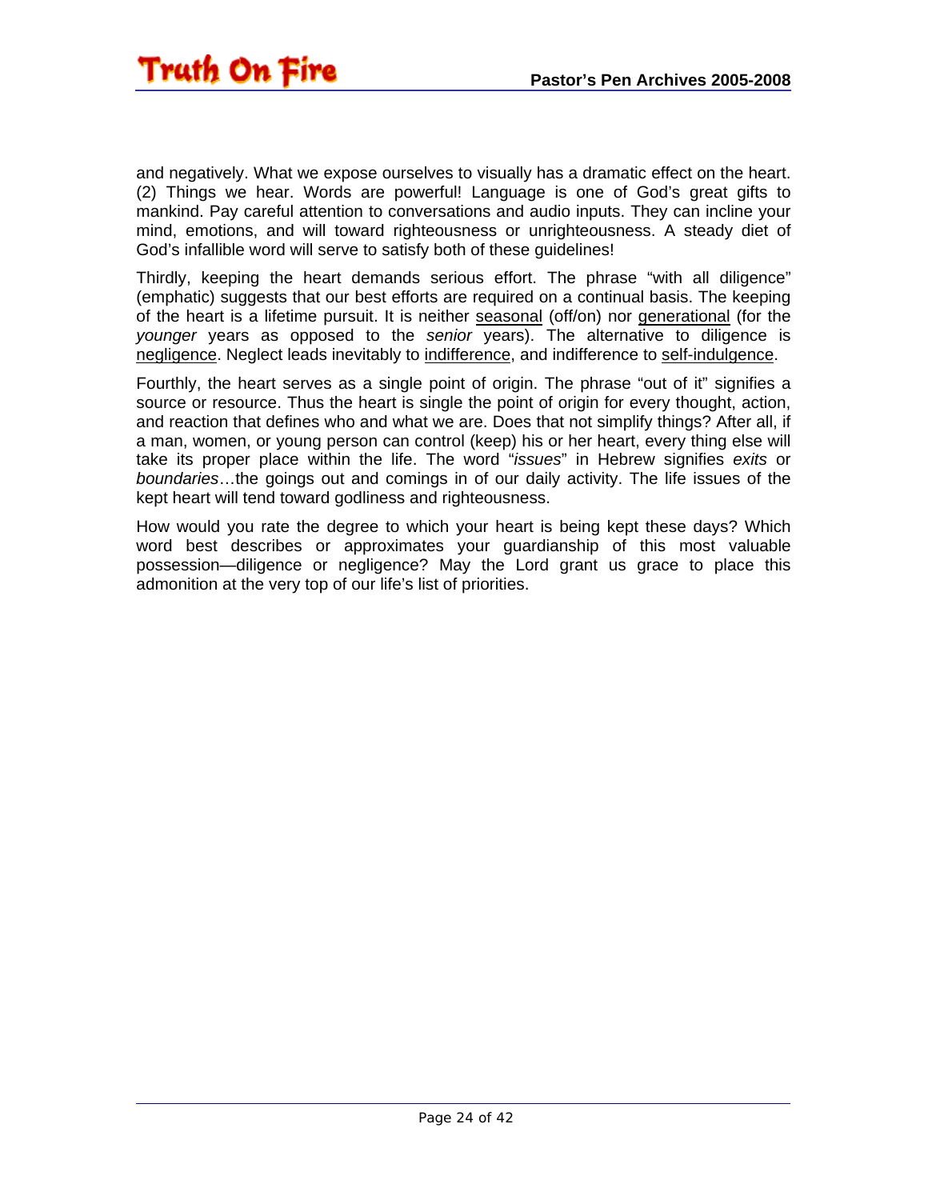and negatively. What we expose ourselves to visually has a dramatic effect on the heart. (2) Things we hear. Words are powerful! Language is one of God's great gifts to mankind. Pay careful attention to conversations and audio inputs. They can incline your mind, emotions, and will toward righteousness or unrighteousness. A steady diet of God's infallible word will serve to satisfy both of these guidelines!

Thirdly, keeping the heart demands serious effort. The phrase "with all diligence" (emphatic) suggests that our best efforts are required on a continual basis. The keeping of the heart is a lifetime pursuit. It is neither <u>seasonal</u> (off/on) nor <u>generational</u> (for the *younger* years as opposed to the *senior* years). The alternative to diligence is <u>negligence</u>. Neglect leads inevitably to <u>indifference</u>, and indifference to <u>self-indulgence</u>.

Fourthly, the heart serves as a single point of origin. The phrase "out of it" signifies a source or resource. Thus the heart is single the point of origin for every thought, action, and reaction that defines who and what we are. Does that not simplify things? After all, if a man, women, or young person can control (keep) his or her heart, every thing else will take its proper place within the life. The word "*issues*" in Hebrew signifies *exits* or *boundaries*…the goings out and comings in of our daily activity. The life issues of the kept heart will tend toward godliness and righteousness.

How would you rate the degree to which your heart is being kept these days? Which word best describes or approximates your guardianship of this most valuable possession—diligence or negligence? May the Lord grant us grace to place this admonition at the very top of our life's list of priorities.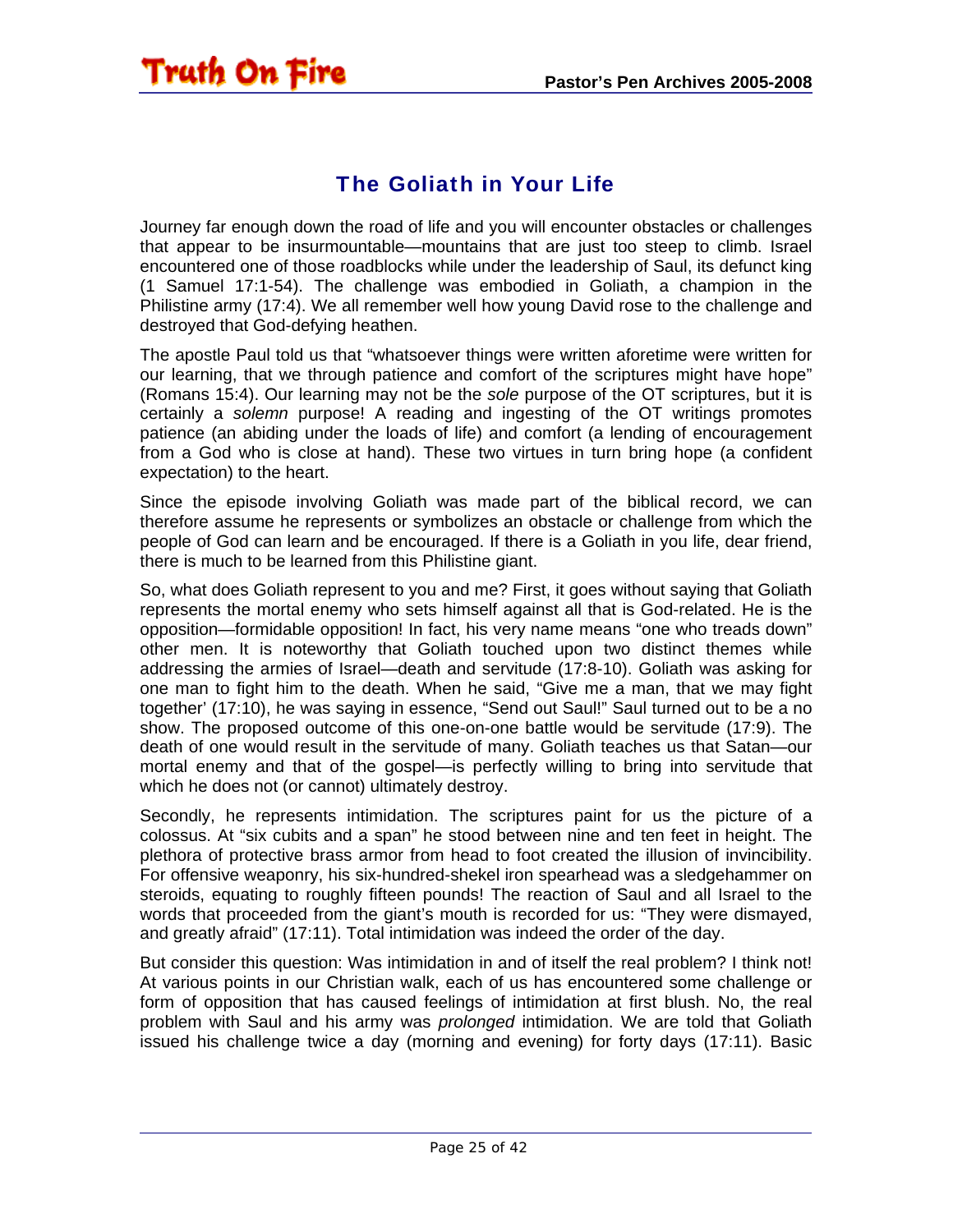## The Goliath in Your Life

Journey far enough down the road of life and you will encounter obstacles or challenges that appear to be insurmountable—mountains that are just too steep to climb. Israel encountered one of those roadblocks while under the leadership of Saul, its defunct king (1 Samuel 17:1-54). The challenge was embodied in Goliath, a champion in the Philistine army (17:4). We all remember well how young David rose to the challenge and destroyed that God-defying heathen.

The apostle Paul told us that "whatsoever things were written aforetime were written for our learning, that we through patience and comfort of the scriptures might have hope" (Romans 15:4). Our learning may not be the *sole* purpose of the OT scriptures, but it is certainly a *solemn* purpose! A reading and ingesting of the OT writings promotes patience (an abiding under the loads of life) and comfort (a lending of encouragement from a God who is close at hand). These two virtues in turn bring hope (a confident expectation) to the heart.

Since the episode involving Goliath was made part of the biblical record, we can therefore assume he represents or symbolizes an obstacle or challenge from which the people of God can learn and be encouraged. If there is a Goliath in you life, dear friend, there is much to be learned from this Philistine giant.

So, what does Goliath represent to you and me? First, it goes without saying that Goliath represents the mortal enemy who sets himself against all that is God-related. He is the opposition—formidable opposition! In fact, his very name means "one who treads down" other men. It is noteworthy that Goliath touched upon two distinct themes while addressing the armies of Israel—death and servitude (17:8-10). Goliath was asking for one man to fight him to the death. When he said, "Give me a man, that we may fight together' (17:10), he was saying in essence, "Send out Saul!" Saul turned out to be a no show. The proposed outcome of this one-on-one battle would be servitude (17:9). The death of one would result in the servitude of many. Goliath teaches us that Satan—our mortal enemy and that of the gospel—is perfectly willing to bring into servitude that which he does not (or cannot) ultimately destroy.

Secondly, he represents intimidation. The scriptures paint for us the picture of a colossus. At "six cubits and a span" he stood between nine and ten feet in height. The plethora of protective brass armor from head to foot created the illusion of invincibility. For offensive weaponry, his six-hundred-shekel iron spearhead was a sledgehammer on steroids, equating to roughly fifteen pounds! The reaction of Saul and all Israel to the words that proceeded from the giant's mouth is recorded for us: "They were dismayed, and greatly afraid" (17:11). Total intimidation was indeed the order of the day.

But consider this question: Was intimidation in and of itself the real problem? I think not! At various points in our Christian walk, each of us has encountered some challenge or form of opposition that has caused feelings of intimidation at first blush. No, the real problem with Saul and his army was *prolonged* intimidation. We are told that Goliath issued his challenge twice a day (morning and evening) for forty days (17:11). Basic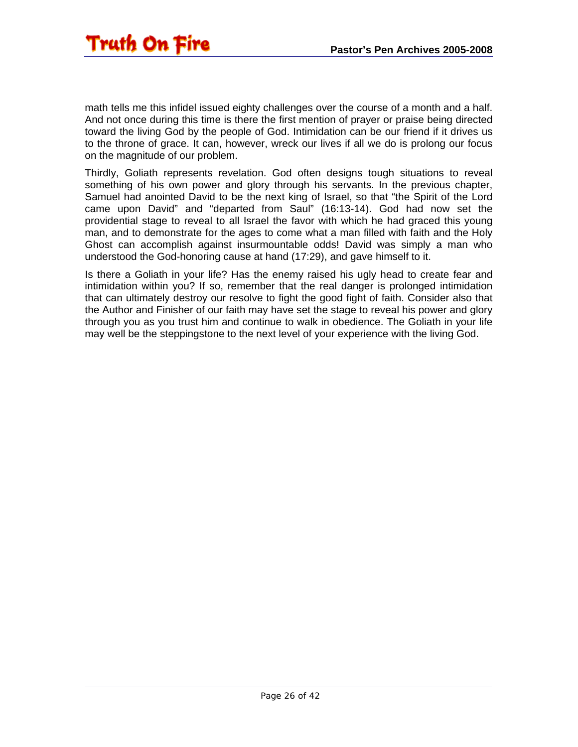math tells me this infidel issued eighty challenges over the course of a month and a half. And not once during this time is there the first mention of prayer or praise being directed toward the living God by the people of God. Intimidation can be our friend if it drives us to the throne of grace. It can, however, wreck our lives if all we do is prolong our focus on the magnitude of our problem.

Thirdly, Goliath represents revelation. God often designs tough situations to reveal something of his own power and glory through his servants. In the previous chapter, Samuel had anointed David to be the next king of Israel, so that "the Spirit of the Lord came upon David" and "departed from Saul" (16:13-14). God had now set the providential stage to reveal to all Israel the favor with which he had graced this young man, and to demonstrate for the ages to come what a man filled with faith and the Holy Ghost can accomplish against insurmountable odds! David was simply a man who understood the God-honoring cause at hand (17:29), and gave himself to it.

Is there a Goliath in your life? Has the enemy raised his ugly head to create fear and intimidation within you? If so, remember that the real danger is prolonged intimidation that can ultimately destroy our resolve to fight the good fight of faith. Consider also that the Author and Finisher of our faith may have set the stage to reveal his power and glory through you as you trust him and continue to walk in obedience. The Goliath in your life may well be the steppingstone to the next level of your experience with the living God.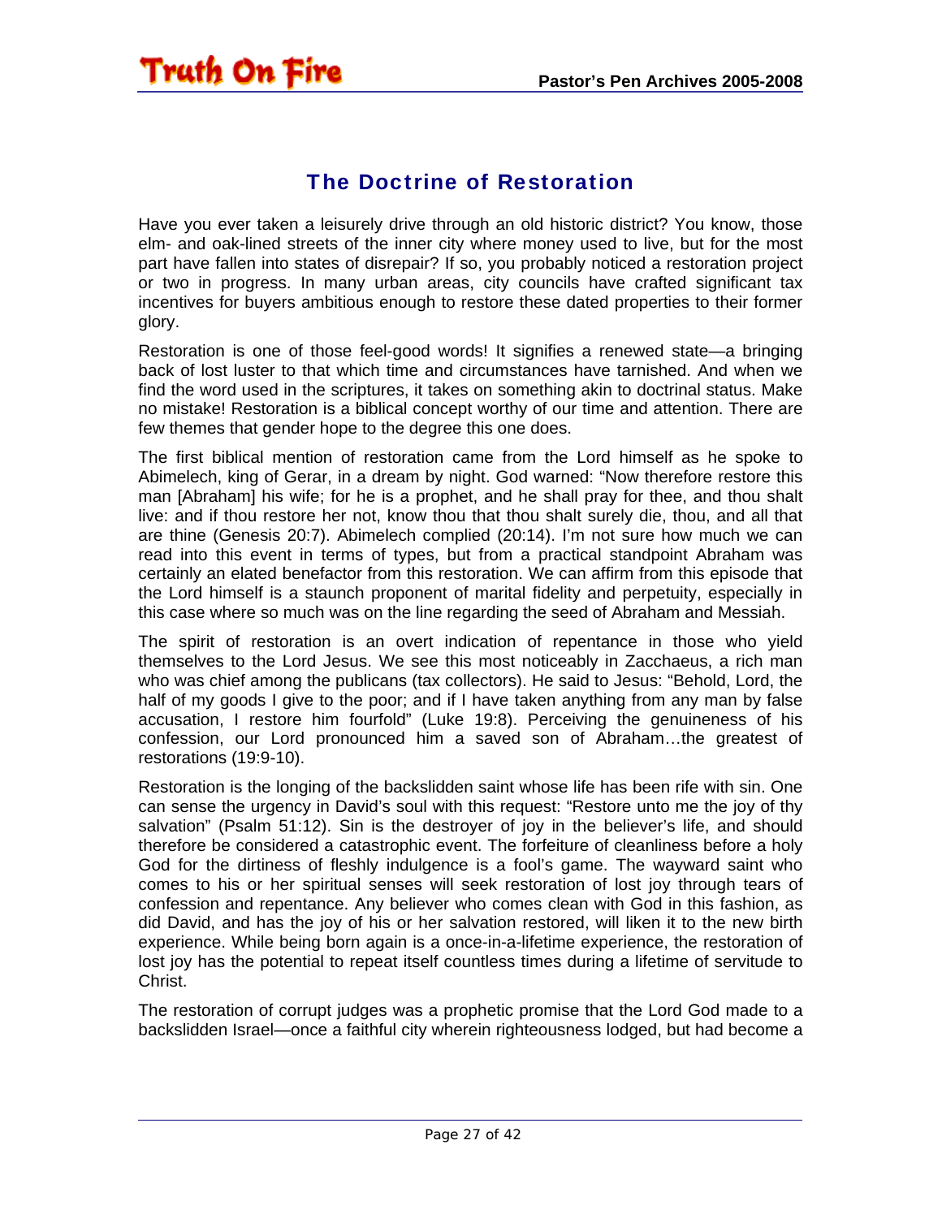## The Doctrine of Restoration

Have you ever taken a leisurely drive through an old historic district? You know, those elm- and oak-lined streets of the inner city where money used to live, but for the most part have fallen into states of disrepair? If so, you probably noticed a restoration project or two in progress. In many urban areas, city councils have crafted significant tax incentives for buyers ambitious enough to restore these dated properties to their former glory.

Restoration is one of those feel-good words! It signifies a renewed state—a bringing back of lost luster to that which time and circumstances have tarnished. And when we find the word used in the scriptures, it takes on something akin to doctrinal status. Make no mistake! Restoration is a biblical concept worthy of our time and attention. There are few themes that gender hope to the degree this one does.

The first biblical mention of restoration came from the Lord himself as he spoke to Abimelech, king of Gerar, in a dream by night. God warned: "Now therefore restore this man [Abraham] his wife; for he is a prophet, and he shall pray for thee, and thou shalt live: and if thou restore her not, know thou that thou shalt surely die, thou, and all that are thine (Genesis 20:7). Abimelech complied (20:14). I'm not sure how much we can read into this event in terms of types, but from a practical standpoint Abraham was certainly an elated benefactor from this restoration. We can affirm from this episode that the Lord himself is a staunch proponent of marital fidelity and perpetuity, especially in this case where so much was on the line regarding the seed of Abraham and Messiah.

The spirit of restoration is an overt indication of repentance in those who yield themselves to the Lord Jesus. We see this most noticeably in Zacchaeus, a rich man who was chief among the publicans (tax collectors). He said to Jesus: "Behold, Lord, the half of my goods I give to the poor; and if I have taken anything from any man by false accusation, I restore him fourfold" (Luke 19:8). Perceiving the genuineness of his confession, our Lord pronounced him a saved son of Abraham…the greatest of restorations (19:9-10).

Restoration is the longing of the backslidden saint whose life has been rife with sin. One can sense the urgency in David's soul with this request: "Restore unto me the joy of thy salvation" (Psalm 51:12). Sin is the destroyer of joy in the believer's life, and should therefore be considered a catastrophic event. The forfeiture of cleanliness before a holy God for the dirtiness of fleshly indulgence is a fool's game. The wayward saint who comes to his or her spiritual senses will seek restoration of lost joy through tears of confession and repentance. Any believer who comes clean with God in this fashion, as did David, and has the joy of his or her salvation restored, will liken it to the new birth experience. While being born again is a once-in-a-lifetime experience, the restoration of lost joy has the potential to repeat itself countless times during a lifetime of servitude to Christ.

The restoration of corrupt judges was a prophetic promise that the Lord God made to a backslidden Israel—once a faithful city wherein righteousness lodged, but had become a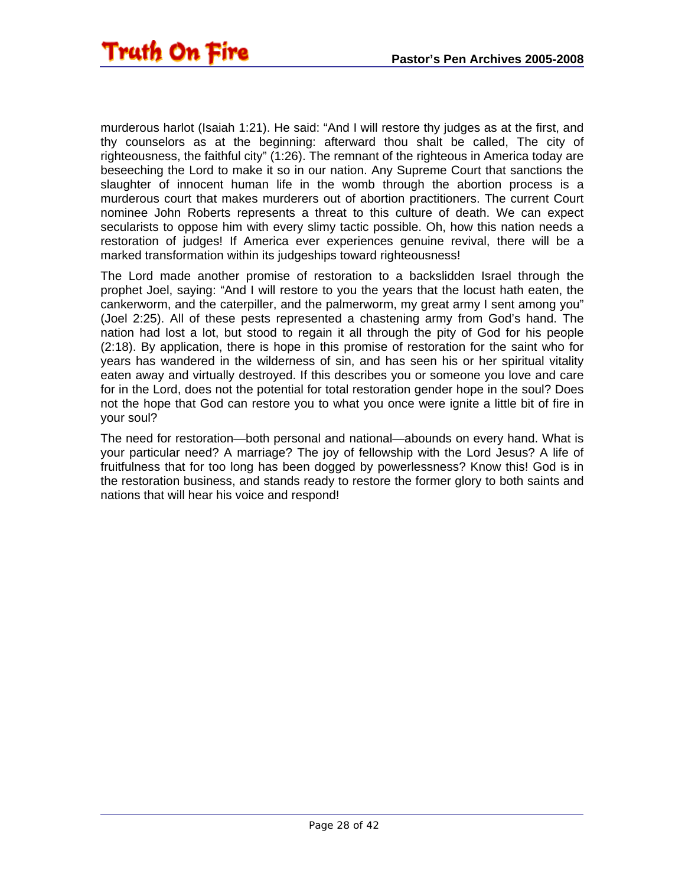murderous harlot (Isaiah 1:21). He said: "And I will restore thy judges as at the first, and thy counselors as at the beginning: afterward thou shalt be called, The city of righteousness, the faithful city" (1:26). The remnant of the righteous in America today are beseeching the Lord to make it so in our nation. Any Supreme Court that sanctions the slaughter of innocent human life in the womb through the abortion process is a murderous court that makes murderers out of abortion practitioners. The current Court nominee John Roberts represents a threat to this culture of death. We can expect secularists to oppose him with every slimy tactic possible. Oh, how this nation needs a restoration of judges! If America ever experiences genuine revival, there will be a marked transformation within its judgeships toward righteousness!

The Lord made another promise of restoration to a backslidden Israel through the prophet Joel, saying: "And I will restore to you the years that the locust hath eaten, the cankerworm, and the caterpiller, and the palmerworm, my great army I sent among you" (Joel 2:25). All of these pests represented a chastening army from God's hand. The nation had lost a lot, but stood to regain it all through the pity of God for his people (2:18). By application, there is hope in this promise of restoration for the saint who for years has wandered in the wilderness of sin, and has seen his or her spiritual vitality eaten away and virtually destroyed. If this describes you or someone you love and care for in the Lord, does not the potential for total restoration gender hope in the soul? Does not the hope that God can restore you to what you once were ignite a little bit of fire in your soul?

The need for restoration—both personal and national—abounds on every hand. What is your particular need? A marriage? The joy of fellowship with the Lord Jesus? A life of fruitfulness that for too long has been dogged by powerlessness? Know this! God is in the restoration business, and stands ready to restore the former glory to both saints and nations that will hear his voice and respond!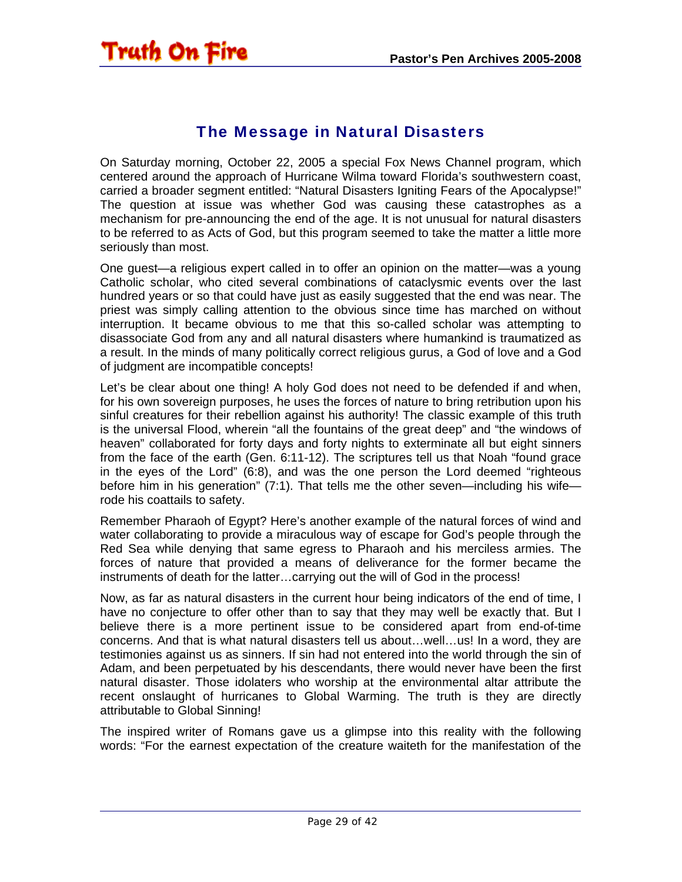## The Message in Natural Disasters

On Saturday morning, October 22, 2005 a special Fox News Channel program, which centered around the approach of Hurricane Wilma toward Florida's southwestern coast, carried a broader segment entitled: "Natural Disasters Igniting Fears of the Apocalypse!" The question at issue was whether God was causing these catastrophes as a mechanism for pre-announcing the end of the age. It is not unusual for natural disasters to be referred to as Acts of God, but this program seemed to take the matter a little more seriously than most.

One guest—a religious expert called in to offer an opinion on the matter—was a young Catholic scholar, who cited several combinations of cataclysmic events over the last hundred years or so that could have just as easily suggested that the end was near. The priest was simply calling attention to the obvious since time has marched on without interruption. It became obvious to me that this so-called scholar was attempting to disassociate God from any and all natural disasters where humankind is traumatized as a result. In the minds of many politically correct religious gurus, a God of love and a God of judgment are incompatible concepts!

Let's be clear about one thing! A holy God does not need to be defended if and when, for his own sovereign purposes, he uses the forces of nature to bring retribution upon his sinful creatures for their rebellion against his authority! The classic example of this truth is the universal Flood, wherein "all the fountains of the great deep" and "the windows of heaven" collaborated for forty days and forty nights to exterminate all but eight sinners from the face of the earth (Gen. 6:11-12). The scriptures tell us that Noah "found grace in the eyes of the Lord" (6:8), and was the one person the Lord deemed "righteous before him in his generation" (7:1). That tells me the other seven—including his wife—rode his coattails to safety.

Remember Pharaoh of Egypt? Here's another example of the natural forces of wind and water collaborating to provide a miraculous way of escape for God's people through the Red Sea while denying that same egress to Pharaoh and his merciless armies. The forces of nature that provided a means of deliverance for the former became the instruments of death for the latter…carrying out the will of God in the process!

Now, as far as natural disasters in the current hour being indicators of the end of time, I have no conjecture to offer other than to say that they may well be exactly that. But I believe there is a more pertinent issue to be considered apart from end-of-time concerns. And that is what natural disasters tell us about…well…us! In a word, they are testimonies against us as sinners. If sin had not entered into the world through the sin of Adam, and been perpetuated by his descendants, there would never have been the first natural disaster. Those idolaters who worship at the environmental altar attribute the recent onslaught of hurricanes to Global Warming. The truth is they are directly attributable to Global Sinning!

The inspired writer of Romans gave us a glimpse into this reality with the following words: "For the earnest expectation of the creature waiteth for the manifestation of the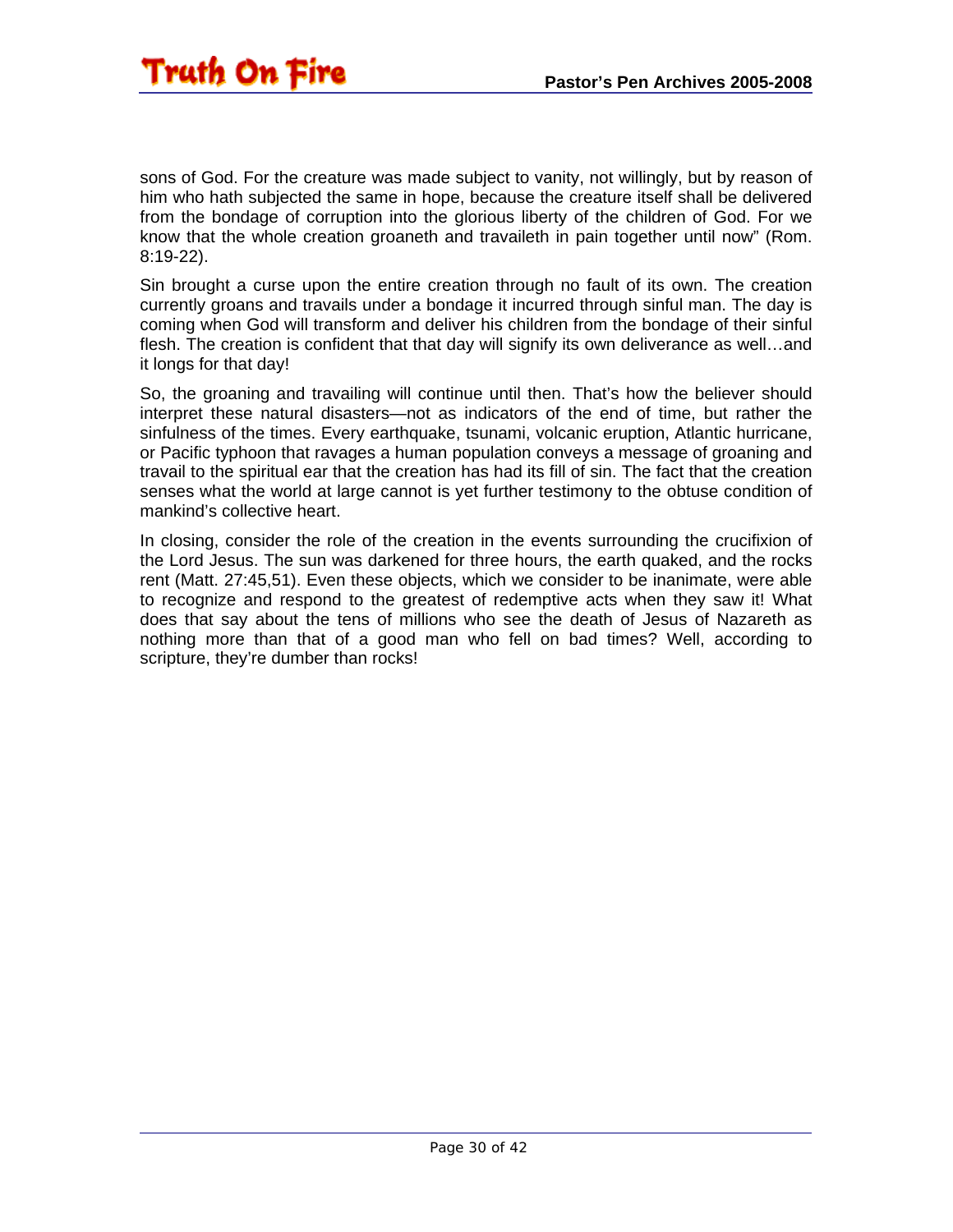sons of God. For the creature was made subject to vanity, not willingly, but by reason of him who hath subjected the same in hope, because the creature itself shall be delivered from the bondage of corruption into the glorious liberty of the children of God. For we know that the whole creation groaneth and travaileth in pain together until now" (Rom. 8:19-22).

Sin brought a curse upon the entire creation through no fault of its own. The creation currently groans and travails under a bondage it incurred through sinful man. The day is coming when God will transform and deliver his children from the bondage of their sinful flesh. The creation is confident that that day will signify its own deliverance as well…and it longs for that day!

So, the groaning and travailing will continue until then. That's how the believer should interpret these natural disasters—not as indicators of the end of time, but rather the sinfulness of the times. Every earthquake, tsunami, volcanic eruption, Atlantic hurricane, or Pacific typhoon that ravages a human population conveys a message of groaning and travail to the spiritual ear that the creation has had its fill of sin. The fact that the creation senses what the world at large cannot is yet further testimony to the obtuse condition of mankind's collective heart.

In closing, consider the role of the creation in the events surrounding the crucifixion of the Lord Jesus. The sun was darkened for three hours, the earth quaked, and the rocks rent (Matt. 27:45,51). Even these objects, which we consider to be inanimate, were able to recognize and respond to the greatest of redemptive acts when they saw it! What does that say about the tens of millions who see the death of Jesus of Nazareth as nothing more than that of a good man who fell on bad times? Well, according to scripture, they're dumber than rocks!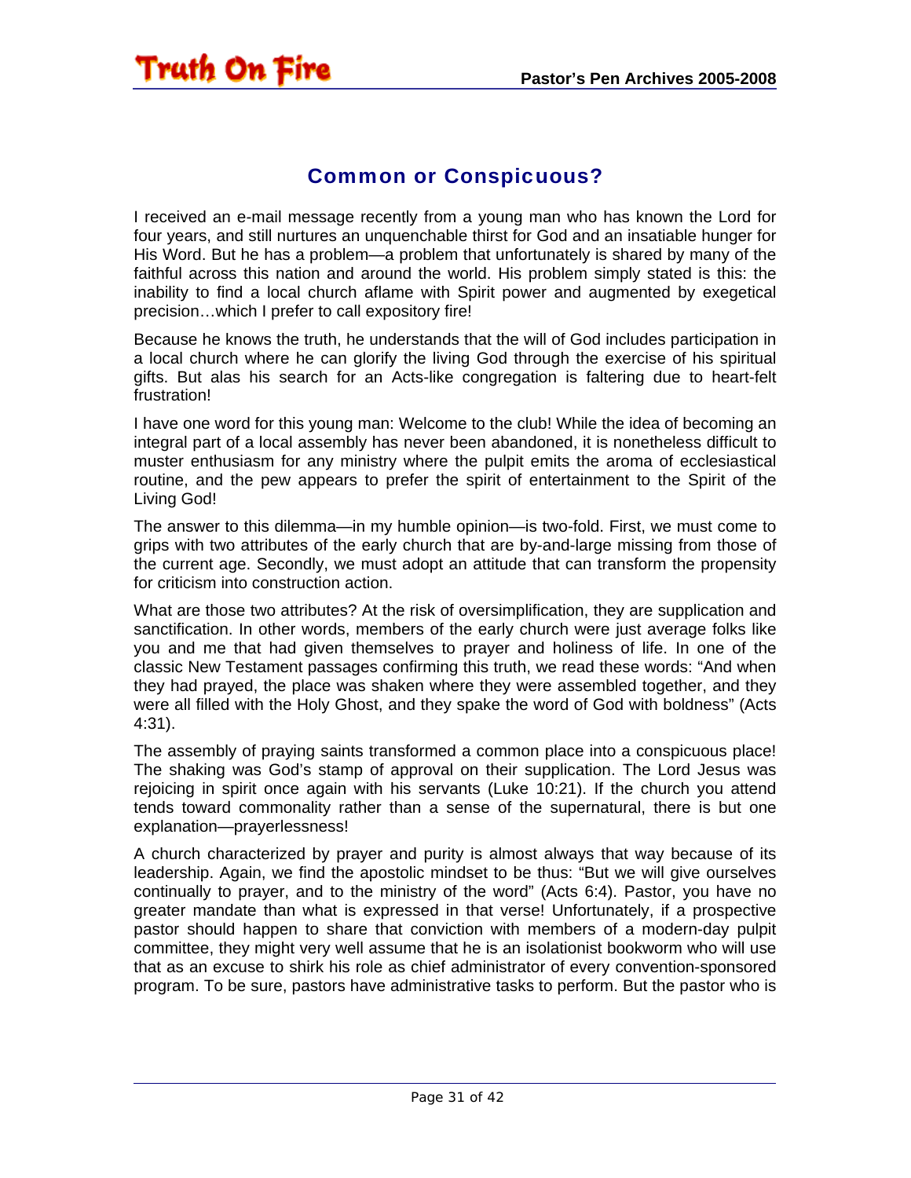## Common or Conspicuous?

I received an e-mail message recently from a young man who has known the Lord for four years, and still nurtures an unquenchable thirst for God and an insatiable hunger for His Word. But he has a problem—a problem that unfortunately is shared by many of the faithful across this nation and around the world. His problem simply stated is this: the inability to find a local church aflame with Spirit power and augmented by exegetical precision…which I prefer to call expository fire!

Because he knows the truth, he understands that the will of God includes participation in a local church where he can glorify the living God through the exercise of his spiritual gifts. But alas his search for an Acts-like congregation is faltering due to heart-felt frustration!

I have one word for this young man: Welcome to the club! While the idea of becoming an integral part of a local assembly has never been abandoned, it is nonetheless difficult to muster enthusiasm for any ministry where the pulpit emits the aroma of ecclesiastical routine, and the pew appears to prefer the spirit of entertainment to the Spirit of the Living God!

The answer to this dilemma—in my humble opinion—is two-fold. First, we must come to grips with two attributes of the early church that are by-and-large missing from those of the current age. Secondly, we must adopt an attitude that can transform the propensity for criticism into construction action.

What are those two attributes? At the risk of oversimplification, they are supplication and sanctification. In other words, members of the early church were just average folks like you and me that had given themselves to prayer and holiness of life. In one of the classic New Testament passages confirming this truth, we read these words: "And when they had prayed, the place was shaken where they were assembled together, and they were all filled with the Holy Ghost, and they spake the word of God with boldness" (Acts 4:31).

The assembly of praying saints transformed a common place into a conspicuous place! The shaking was God's stamp of approval on their supplication. The Lord Jesus was rejoicing in spirit once again with his servants (Luke 10:21). If the church you attend tends toward commonality rather than a sense of the supernatural, there is but one explanation—prayerlessness!

A church characterized by prayer and purity is almost always that way because of its leadership. Again, we find the apostolic mindset to be thus: "But we will give ourselves continually to prayer, and to the ministry of the word" (Acts 6:4). Pastor, you have no greater mandate than what is expressed in that verse! Unfortunately, if a prospective pastor should happen to share that conviction with members of a modern-day pulpit committee, they might very well assume that he is an isolationist bookworm who will use that as an excuse to shirk his role as chief administrator of every convention-sponsored program. To be sure, pastors have administrative tasks to perform. But the pastor who is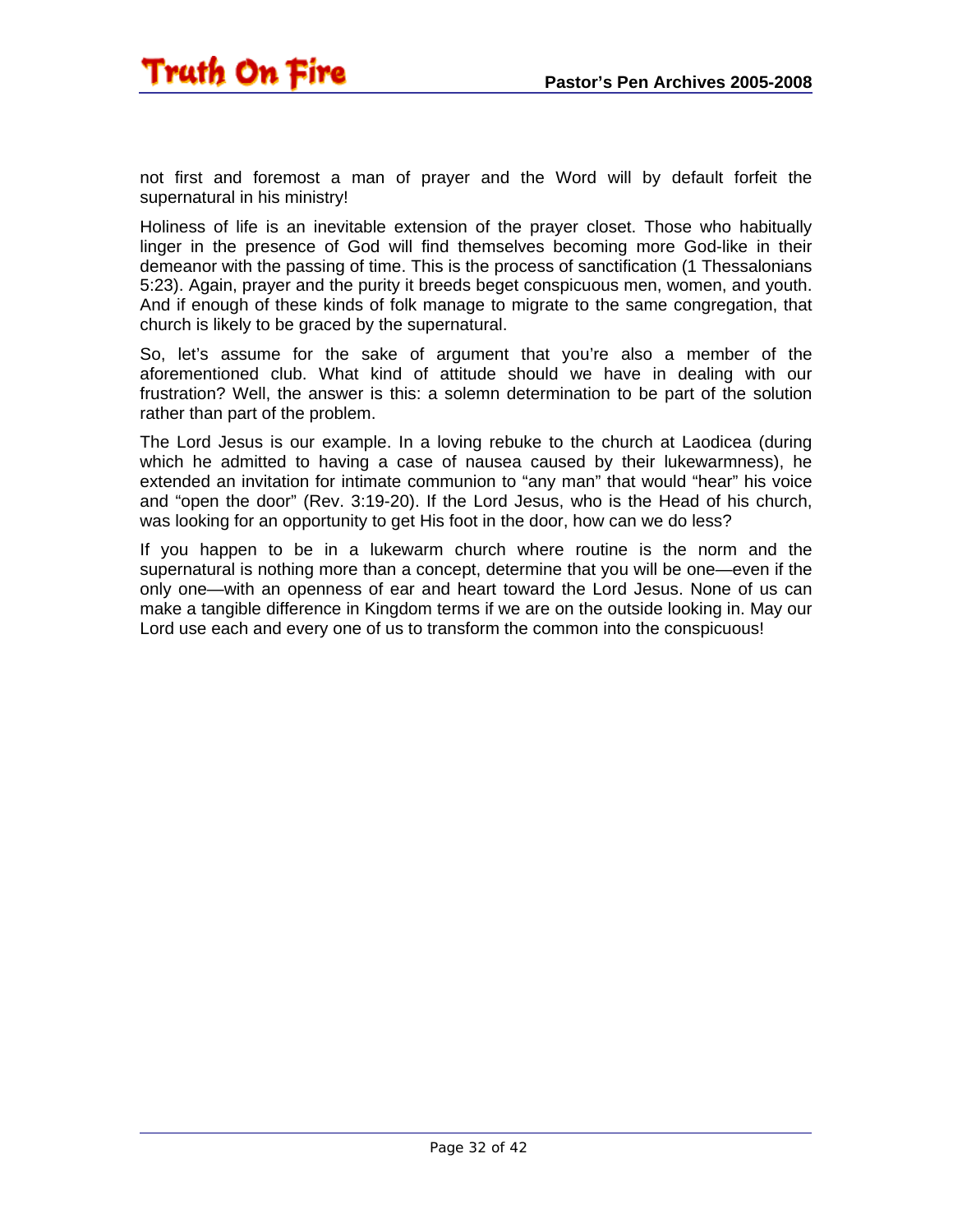not first and foremost a man of prayer and the Word will by default forfeit the supernatural in his ministry!

Holiness of life is an inevitable extension of the prayer closet. Those who habitually linger in the presence of God will find themselves becoming more God-like in their demeanor with the passing of time. This is the process of sanctification (1 Thessalonians 5:23). Again, prayer and the purity it breeds beget conspicuous men, women, and youth. And if enough of these kinds of folk manage to migrate to the same congregation, that church is likely to be graced by the supernatural.

So, let's assume for the sake of argument that you're also a member of the aforementioned club. What kind of attitude should we have in dealing with our frustration? Well, the answer is this: a solemn determination to be part of the solution rather than part of the problem.

The Lord Jesus is our example. In a loving rebuke to the church at Laodicea (during which he admitted to having a case of nausea caused by their lukewarmness), he extended an invitation for intimate communion to "any man" that would "hear" his voice and "open the door" (Rev. 3:19-20). If the Lord Jesus, who is the Head of his church, was looking for an opportunity to get His foot in the door, how can we do less?

If you happen to be in a lukewarm church where routine is the norm and the supernatural is nothing more than a concept, determine that you will be one—even if the only one—with an openness of ear and heart toward the Lord Jesus. None of us can make a tangible difference in Kingdom terms if we are on the outside looking in. May our Lord use each and every one of us to transform the common into the conspicuous!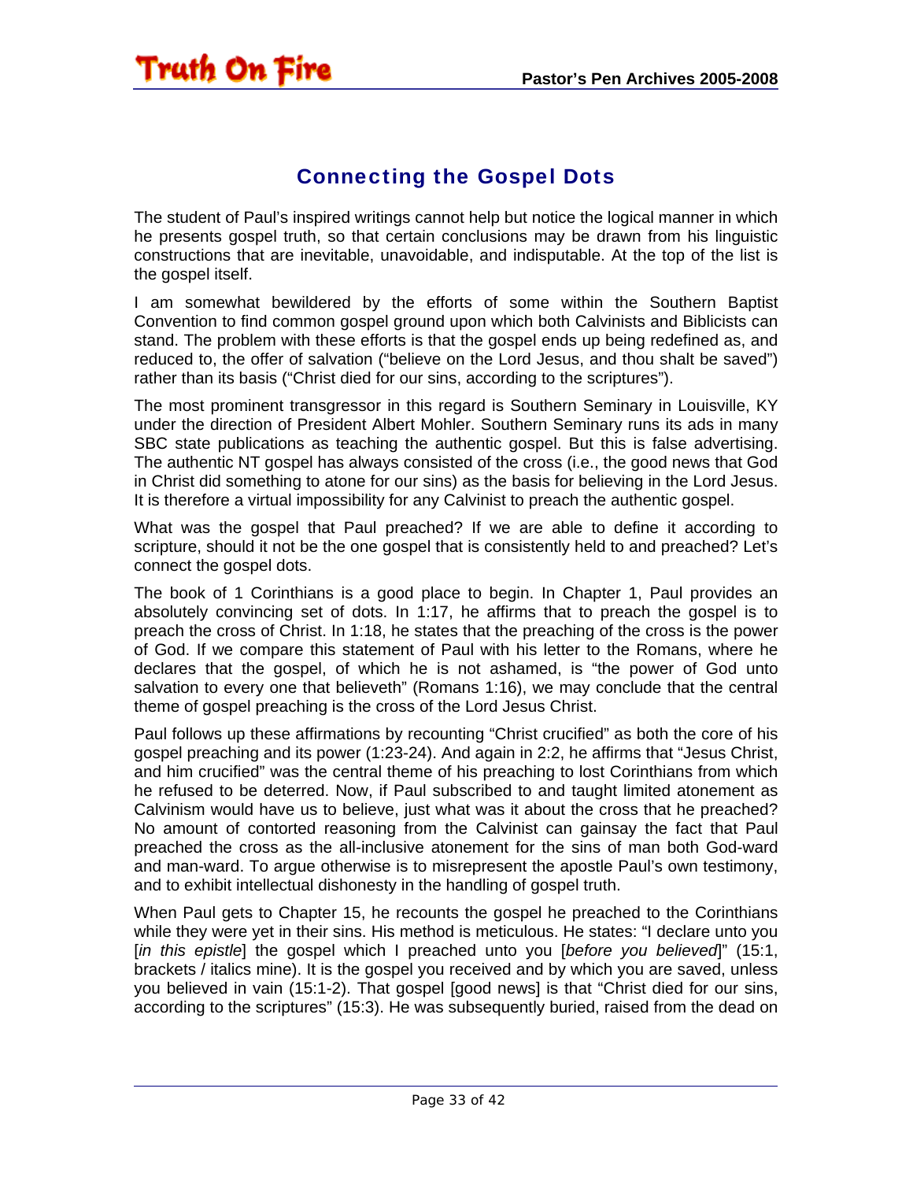## Connecting the Gospel Dots

The student of Paul's inspired writings cannot help but notice the logical manner in which he presents gospel truth, so that certain conclusions may be drawn from his linguistic constructions that are inevitable, unavoidable, and indisputable. At the top of the list is the gospel itself.

I am somewhat bewildered by the efforts of some within the Southern Baptist Convention to find common gospel ground upon which both Calvinists and Biblicists can stand. The problem with these efforts is that the gospel ends up being redefined as, and reduced to, the offer of salvation ("believe on the Lord Jesus, and thou shalt be saved") rather than its basis ("Christ died for our sins, according to the scriptures").

The most prominent transgressor in this regard is Southern Seminary in Louisville, KY under the direction of President Albert Mohler. Southern Seminary runs its ads in many SBC state publications as teaching the authentic gospel. But this is false advertising. The authentic NT gospel has always consisted of the cross (i.e., the good news that God in Christ did something to atone for our sins) as the basis for believing in the Lord Jesus. It is therefore a virtual impossibility for any Calvinist to preach the authentic gospel.

What was the gospel that Paul preached? If we are able to define it according to scripture, should it not be the one gospel that is consistently held to and preached? Let's connect the gospel dots.

The book of 1 Corinthians is a good place to begin. In Chapter 1, Paul provides an absolutely convincing set of dots. In 1:17, he affirms that to preach the gospel is to preach the cross of Christ. In 1:18, he states that the preaching of the cross is the power of God. If we compare this statement of Paul with his letter to the Romans, where he declares that the gospel, of which he is not ashamed, is "the power of God unto salvation to every one that believeth" (Romans 1:16), we may conclude that the central theme of gospel preaching is the cross of the Lord Jesus Christ.

Paul follows up these affirmations by recounting "Christ crucified" as both the core of his gospel preaching and its power (1:23-24). And again in 2:2, he affirms that "Jesus Christ, and him crucified" was the central theme of his preaching to lost Corinthians from which he refused to be deterred. Now, if Paul subscribed to and taught limited atonement as Calvinism would have us to believe, just what was it about the cross that he preached? No amount of contorted reasoning from the Calvinist can gainsay the fact that Paul preached the cross as the all-inclusive atonement for the sins of man both God-ward and man-ward. To argue otherwise is to misrepresent the apostle Paul's own testimony, and to exhibit intellectual dishonesty in the handling of gospel truth.

When Paul gets to Chapter 15, he recounts the gospel he preached to the Corinthians while they were yet in their sins. His method is meticulous. He states: "I declare unto you [*in this epistle*] the gospel which I preached unto you [*before you believed*]" (15:1, brackets / italics mine). It is the gospel you received and by which you are saved, unless you believed in vain (15:1-2). That gospel [good news] is that "Christ died for our sins, according to the scriptures" (15:3). He was subsequently buried, raised from the dead on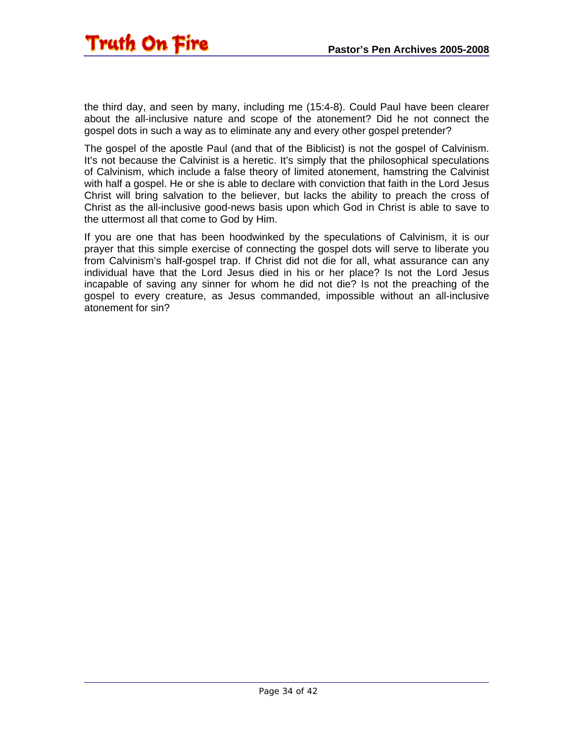the third day, and seen by many, including me (15:4-8). Could Paul have been clearer about the all-inclusive nature and scope of the atonement? Did he not connect the gospel dots in such a way as to eliminate any and every other gospel pretender?

The gospel of the apostle Paul (and that of the Biblicist) is not the gospel of Calvinism. It's not because the Calvinist is a heretic. It's simply that the philosophical speculations of Calvinism, which include a false theory of limited atonement, hamstring the Calvinist with half a gospel. He or she is able to declare with conviction that faith in the Lord Jesus Christ will bring salvation to the believer, but lacks the ability to preach the cross of Christ as the all-inclusive good-news basis upon which God in Christ is able to save to the uttermost all that come to God by Him.

If you are one that has been hoodwinked by the speculations of Calvinism, it is our prayer that this simple exercise of connecting the gospel dots will serve to liberate you from Calvinism's half-gospel trap. If Christ did not die for all, what assurance can any individual have that the Lord Jesus died in his or her place? Is not the Lord Jesus incapable of saving any sinner for whom he did not die? Is not the preaching of the gospel to every creature, as Jesus commanded, impossible without an all-inclusive atonement for sin?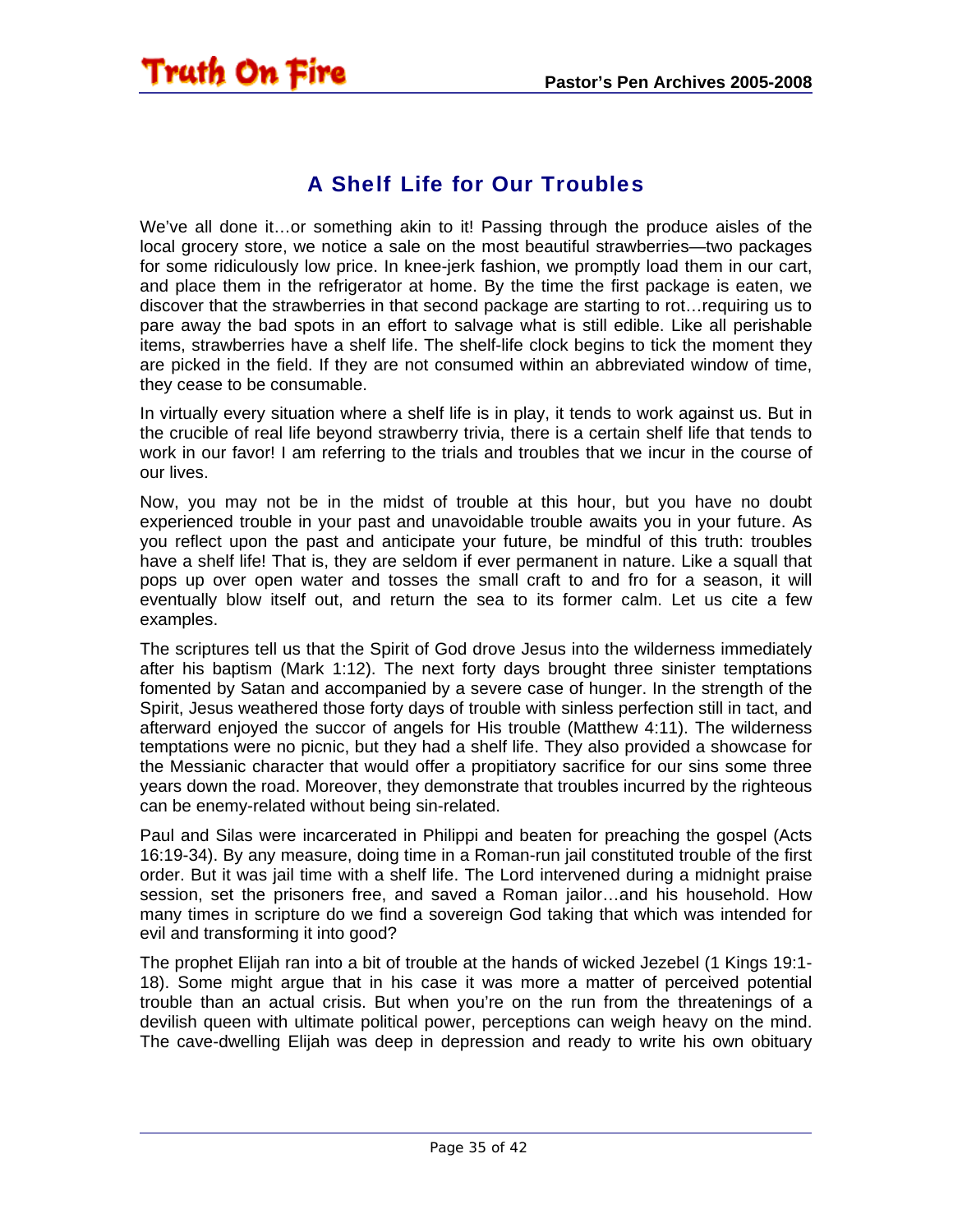## A Shelf Life for Our Troubles

We've all done it…or something akin to it! Passing through the produce aisles of the local grocery store, we notice a sale on the most beautiful strawberries—two packages for some ridiculously low price. In knee-jerk fashion, we promptly load them in our cart, and place them in the refrigerator at home. By the time the first package is eaten, we discover that the strawberries in that second package are starting to rot…requiring us to pare away the bad spots in an effort to salvage what is still edible. Like all perishable items, strawberries have a shelf life. The shelf-life clock begins to tick the moment they are picked in the field. If they are not consumed within an abbreviated window of time, they cease to be consumable.

In virtually every situation where a shelf life is in play, it tends to work against us. But in the crucible of real life beyond strawberry trivia, there is a certain shelf life that tends to work in our favor! I am referring to the trials and troubles that we incur in the course of our lives.

Now, you may not be in the midst of trouble at this hour, but you have no doubt experienced trouble in your past and unavoidable trouble awaits you in your future. As you reflect upon the past and anticipate your future, be mindful of this truth: troubles have a shelf life! That is, they are seldom if ever permanent in nature. Like a squall that pops up over open water and tosses the small craft to and fro for a season, it will eventually blow itself out, and return the sea to its former calm. Let us cite a few examples.

The scriptures tell us that the Spirit of God drove Jesus into the wilderness immediately after his baptism (Mark 1:12). The next forty days brought three sinister temptations fomented by Satan and accompanied by a severe case of hunger. In the strength of the Spirit, Jesus weathered those forty days of trouble with sinless perfection still in tact, and afterward enjoyed the succor of angels for His trouble (Matthew 4:11). The wilderness temptations were no picnic, but they had a shelf life. They also provided a showcase for the Messianic character that would offer a propitiatory sacrifice for our sins some three years down the road. Moreover, they demonstrate that troubles incurred by the righteous can be enemy-related without being sin-related.

Paul and Silas were incarcerated in Philippi and beaten for preaching the gospel (Acts 16:19-34). By any measure, doing time in a Roman-run jail constituted trouble of the first order. But it was jail time with a shelf life. The Lord intervened during a midnight praise session, set the prisoners free, and saved a Roman jailor…and his household. How many times in scripture do we find a sovereign God taking that which was intended for evil and transforming it into good?

The prophet Elijah ran into a bit of trouble at the hands of wicked Jezebel (1 Kings 19:1-18). Some might argue that in his case it was more a matter of perceived potential trouble than an actual crisis. But when you're on the run from the threatenings of a devilish queen with ultimate political power, perceptions can weigh heavy on the mind. The cave-dwelling Elijah was deep in depression and ready to write his own obituary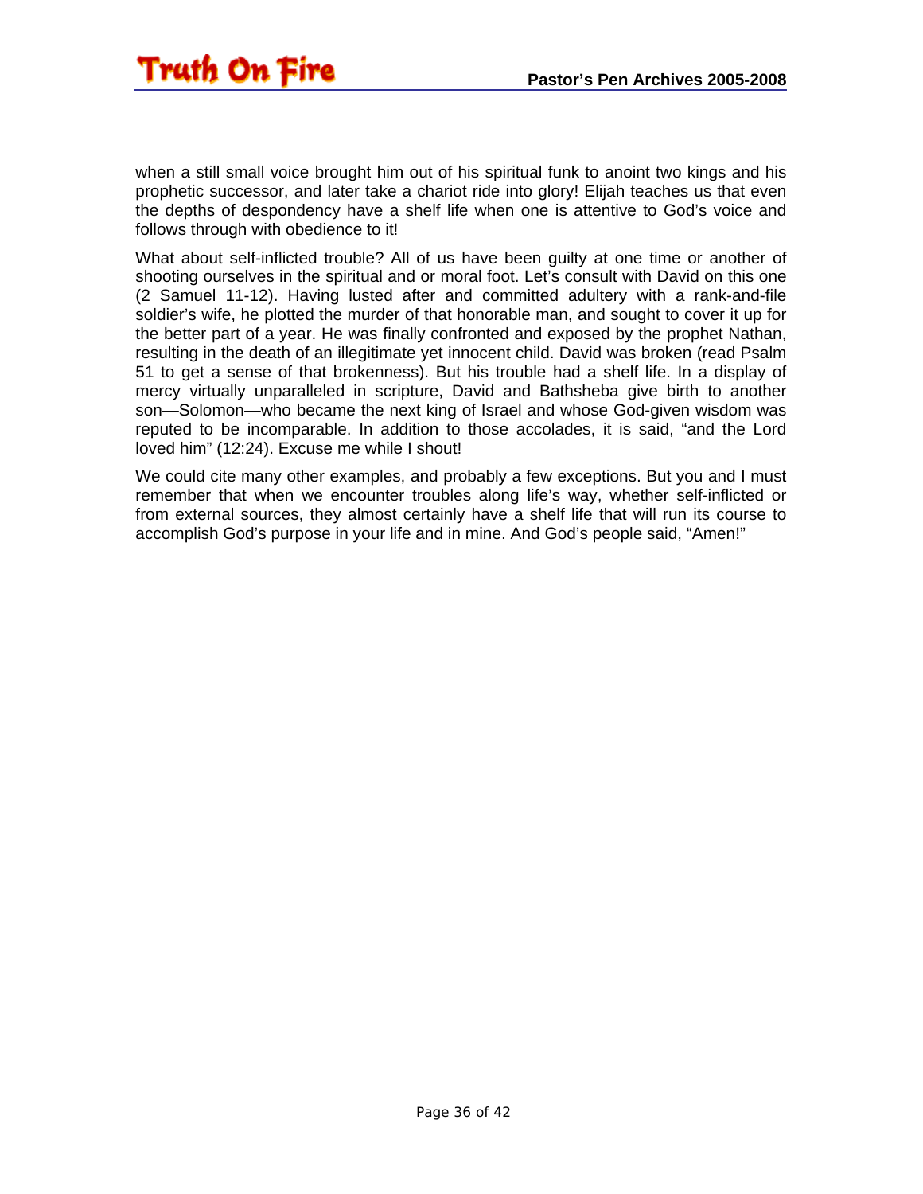when a still small voice brought him out of his spiritual funk to anoint two kings and his prophetic successor, and later take a chariot ride into glory! Elijah teaches us that even the depths of despondency have a shelf life when one is attentive to God's voice and follows through with obedience to it!

What about self-inflicted trouble? All of us have been guilty at one time or another of shooting ourselves in the spiritual and or moral foot. Let's consult with David on this one (2 Samuel 11-12). Having lusted after and committed adultery with a rank-and-file soldier's wife, he plotted the murder of that honorable man, and sought to cover it up for the better part of a year. He was finally confronted and exposed by the prophet Nathan, resulting in the death of an illegitimate yet innocent child. David was broken (read Psalm 51 to get a sense of that brokenness). But his trouble had a shelf life. In a display of mercy virtually unparalleled in scripture, David and Bathsheba give birth to another son—Solomon—who became the next king of Israel and whose God-given wisdom was reputed to be incomparable. In addition to those accolades, it is said, "and the Lord loved him" (12:24). Excuse me while I shout!

We could cite many other examples, and probably a few exceptions. But you and I must remember that when we encounter troubles along life's way, whether self-inflicted or from external sources, they almost certainly have a shelf life that will run its course to accomplish God's purpose in your life and in mine. And God's people said, "Amen!"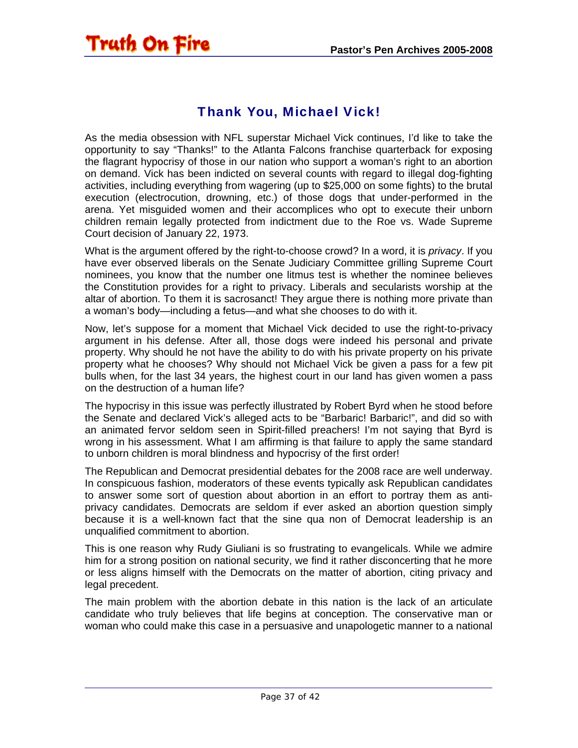## Thank You, Michael Vick!

As the media obsession with NFL superstar Michael Vick continues, I'd like to take the opportunity to say "Thanks!" to the Atlanta Falcons franchise quarterback for exposing the flagrant hypocrisy of those in our nation who support a woman's right to an abortion on demand. Vick has been indicted on several counts with regard to illegal dog-fighting activities, including everything from wagering (up to $25,000 on some fights) to the brutal execution (electrocution, drowning, etc.) of those dogs that under-performed in the arena. Yet misguided women and their accomplices who opt to execute their unborn children remain legally protected from indictment due to the Roe vs. Wade Supreme Court decision of January 22, 1973.

What is the argument offered by the right-to-choose crowd? In a word, it is *privacy*. If you have ever observed liberals on the Senate Judiciary Committee grilling Supreme Court nominees, you know that the number one litmus test is whether the nominee believes the Constitution provides for a right to privacy. Liberals and secularists worship at the altar of abortion. To them it is sacrosanct! They argue there is nothing more private than a woman's body—including a fetus—and what she chooses to do with it.

Now, let's suppose for a moment that Michael Vick decided to use the right-to-privacy argument in his defense. After all, those dogs were indeed his personal and private property. Why should he not have the ability to do with his private property on his private property what he chooses? Why should not Michael Vick be given a pass for a few pit bulls when, for the last 34 years, the highest court in our land has given women a pass on the destruction of a human life?

The hypocrisy in this issue was perfectly illustrated by Robert Byrd when he stood before the Senate and declared Vick's alleged acts to be "Barbaric! Barbaric!", and did so with an animated fervor seldom seen in Spirit-filled preachers! I'm not saying that Byrd is wrong in his assessment. What I am affirming is that failure to apply the same standard to unborn children is moral blindness and hypocrisy of the first order!

The Republican and Democrat presidential debates for the 2008 race are well underway. In conspicuous fashion, moderators of these events typically ask Republican candidates to answer some sort of question about abortion in an effort to portray them as anti-privacy candidates. Democrats are seldom if ever asked an abortion question simply because it is a well-known fact that the sine qua non of Democrat leadership is an unqualified commitment to abortion.

This is one reason why Rudy Giuliani is so frustrating to evangelicals. While we admire him for a strong position on national security, we find it rather disconcerting that he more or less aligns himself with the Democrats on the matter of abortion, citing privacy and legal precedent.

The main problem with the abortion debate in this nation is the lack of an articulate candidate who truly believes that life begins at conception. The conservative man or woman who could make this case in a persuasive and unapologetic manner to a national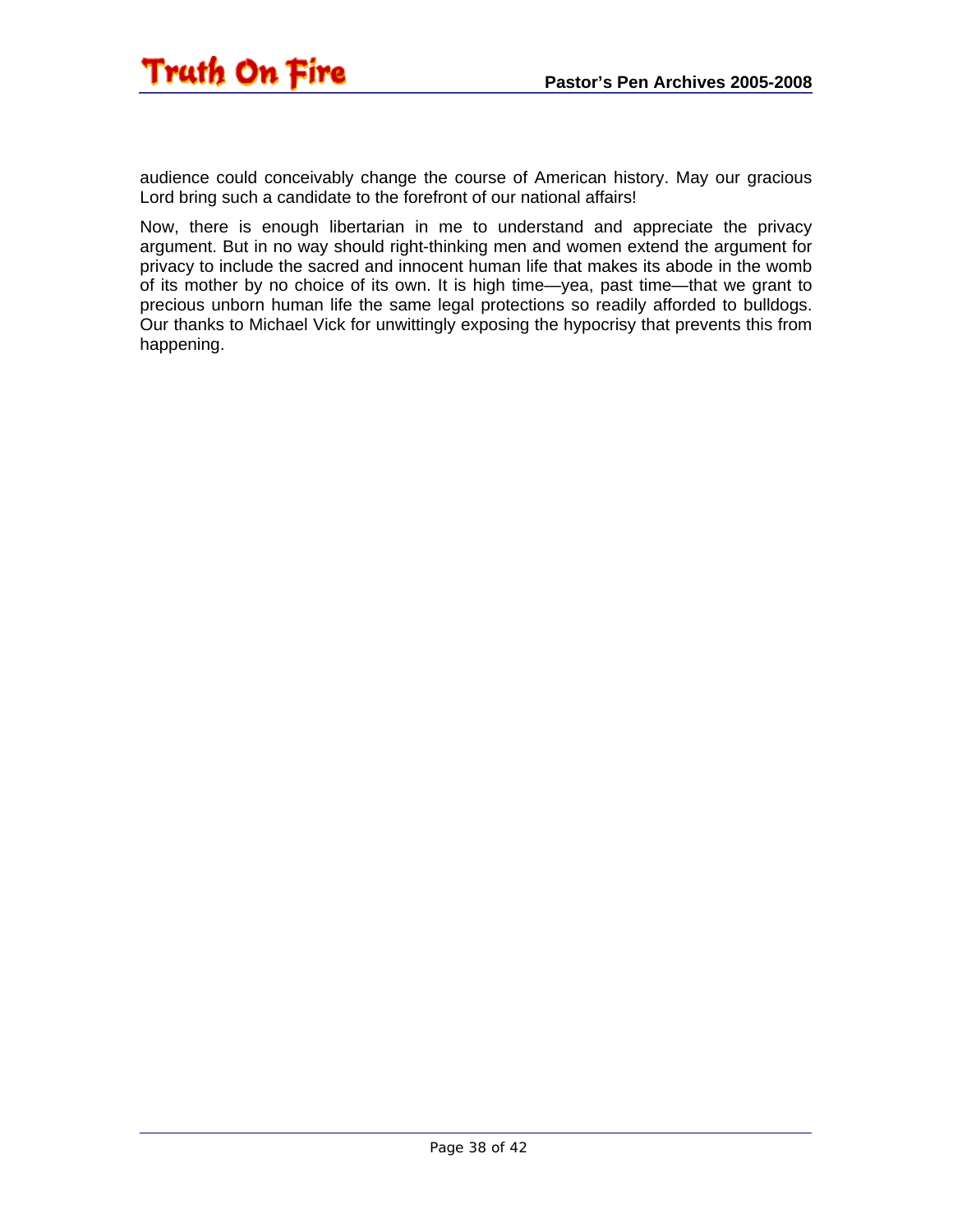audience could conceivably change the course of American history. May our gracious Lord bring such a candidate to the forefront of our national affairs!

Now, there is enough libertarian in me to understand and appreciate the privacy argument. But in no way should right-thinking men and women extend the argument for privacy to include the sacred and innocent human life that makes its abode in the womb of its mother by no choice of its own. It is high time—yea, past time—that we grant to precious unborn human life the same legal protections so readily afforded to bulldogs. Our thanks to Michael Vick for unwittingly exposing the hypocrisy that prevents this from happening.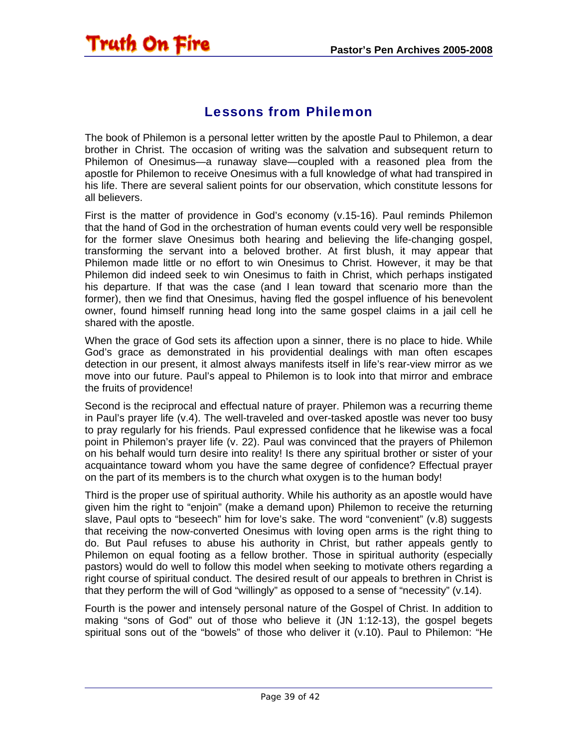## Lessons from Philemon

The book of Philemon is a personal letter written by the apostle Paul to Philemon, a dear brother in Christ. The occasion of writing was the salvation and subsequent return to Philemon of Onesimus—a runaway slave—coupled with a reasoned plea from the apostle for Philemon to receive Onesimus with a full knowledge of what had transpired in his life. There are several salient points for our observation, which constitute lessons for all believers.

First is the matter of providence in God's economy (v.15-16). Paul reminds Philemon that the hand of God in the orchestration of human events could very well be responsible for the former slave Onesimus both hearing and believing the life-changing gospel, transforming the servant into a beloved brother. At first blush, it may appear that Philemon made little or no effort to win Onesimus to Christ. However, it may be that Philemon did indeed seek to win Onesimus to faith in Christ, which perhaps instigated his departure. If that was the case (and I lean toward that scenario more than the former), then we find that Onesimus, having fled the gospel influence of his benevolent owner, found himself running head long into the same gospel claims in a jail cell he shared with the apostle.

When the grace of God sets its affection upon a sinner, there is no place to hide. While God's grace as demonstrated in his providential dealings with man often escapes detection in our present, it almost always manifests itself in life's rear-view mirror as we move into our future. Paul's appeal to Philemon is to look into that mirror and embrace the fruits of providence!

Second is the reciprocal and effectual nature of prayer. Philemon was a recurring theme in Paul's prayer life (v.4). The well-traveled and over-tasked apostle was never too busy to pray regularly for his friends. Paul expressed confidence that he likewise was a focal point in Philemon's prayer life (v. 22). Paul was convinced that the prayers of Philemon on his behalf would turn desire into reality! Is there any spiritual brother or sister of your acquaintance toward whom you have the same degree of confidence? Effectual prayer on the part of its members is to the church what oxygen is to the human body!

Third is the proper use of spiritual authority. While his authority as an apostle would have given him the right to "enjoin" (make a demand upon) Philemon to receive the returning slave, Paul opts to "beseech" him for love's sake. The word "convenient" (v.8) suggests that receiving the now-converted Onesimus with loving open arms is the right thing to do. But Paul refuses to abuse his authority in Christ, but rather appeals gently to Philemon on equal footing as a fellow brother. Those in spiritual authority (especially pastors) would do well to follow this model when seeking to motivate others regarding a right course of spiritual conduct. The desired result of our appeals to brethren in Christ is that they perform the will of God "willingly" as opposed to a sense of "necessity" (v.14).

Fourth is the power and intensely personal nature of the Gospel of Christ. In addition to making "sons of God" out of those who believe it (JN 1:12-13), the gospel begets spiritual sons out of the "bowels" of those who deliver it (v.10). Paul to Philemon: "He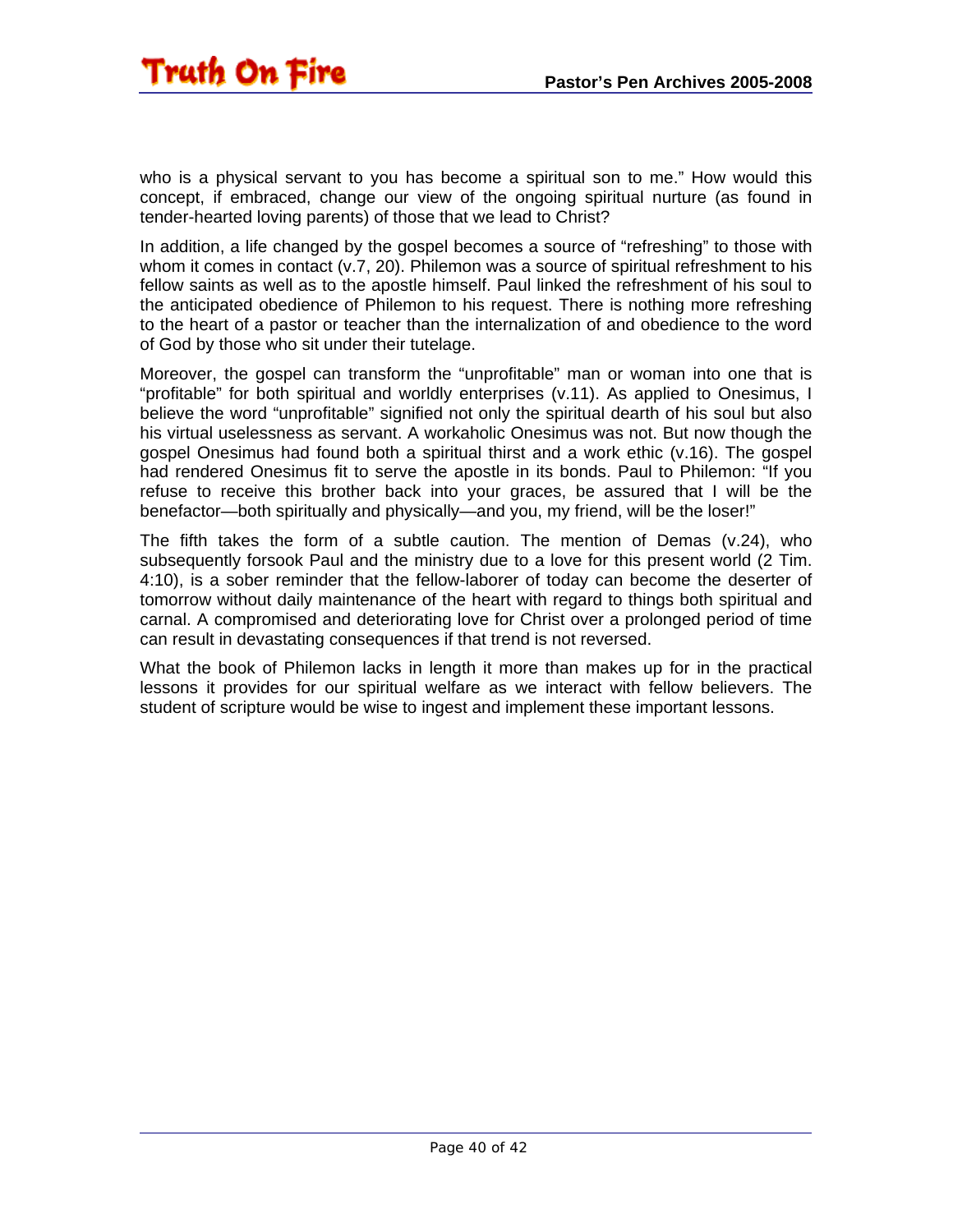who is a physical servant to you has become a spiritual son to me." How would this concept, if embraced, change our view of the ongoing spiritual nurture (as found in tender-hearted loving parents) of those that we lead to Christ?

In addition, a life changed by the gospel becomes a source of "refreshing" to those with whom it comes in contact (v.7, 20). Philemon was a source of spiritual refreshment to his fellow saints as well as to the apostle himself. Paul linked the refreshment of his soul to the anticipated obedience of Philemon to his request. There is nothing more refreshing to the heart of a pastor or teacher than the internalization of and obedience to the word of God by those who sit under their tutelage.

Moreover, the gospel can transform the "unprofitable" man or woman into one that is "profitable" for both spiritual and worldly enterprises (v.11). As applied to Onesimus, I believe the word "unprofitable" signified not only the spiritual dearth of his soul but also his virtual uselessness as servant. A workaholic Onesimus was not. But now though the gospel Onesimus had found both a spiritual thirst and a work ethic (v.16). The gospel had rendered Onesimus fit to serve the apostle in its bonds. Paul to Philemon: "If you refuse to receive this brother back into your graces, be assured that I will be the benefactor—both spiritually and physically—and you, my friend, will be the loser!"

The fifth takes the form of a subtle caution. The mention of Demas (v.24), who subsequently forsook Paul and the ministry due to a love for this present world (2 Tim. 4:10), is a sober reminder that the fellow-laborer of today can become the deserter of tomorrow without daily maintenance of the heart with regard to things both spiritual and carnal. A compromised and deteriorating love for Christ over a prolonged period of time can result in devastating consequences if that trend is not reversed.

What the book of Philemon lacks in length it more than makes up for in the practical lessons it provides for our spiritual welfare as we interact with fellow believers. The student of scripture would be wise to ingest and implement these important lessons.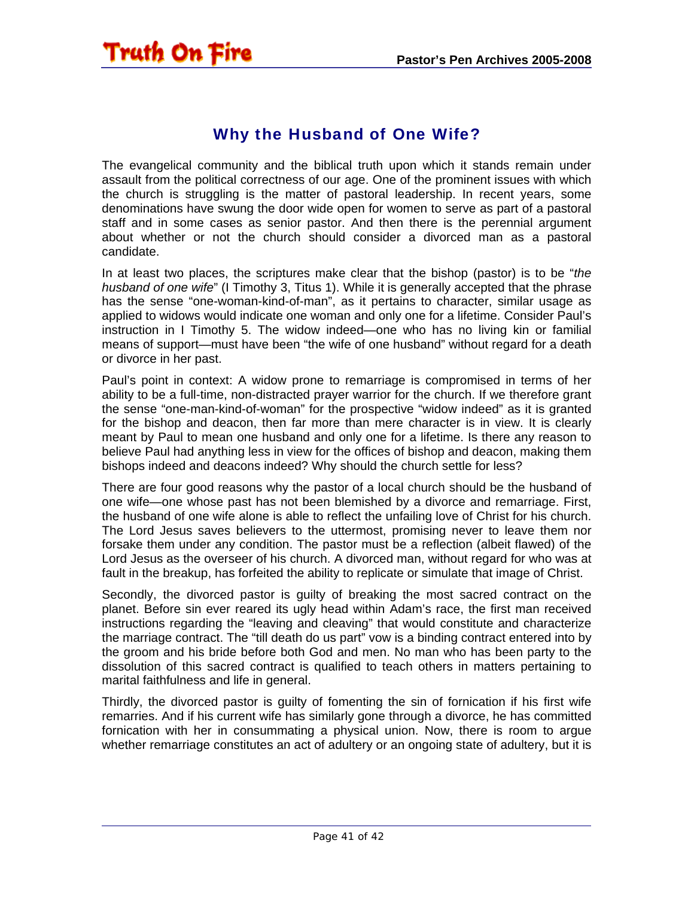## Why the Husband of One Wife?

The evangelical community and the biblical truth upon which it stands remain under assault from the political correctness of our age. One of the prominent issues with which the church is struggling is the matter of pastoral leadership. In recent years, some denominations have swung the door wide open for women to serve as part of a pastoral staff and in some cases as senior pastor. And then there is the perennial argument about whether or not the church should consider a divorced man as a pastoral candidate.

In at least two places, the scriptures make clear that the bishop (pastor) is to be "*the husband of one wife*" (I Timothy 3, Titus 1). While it is generally accepted that the phrase has the sense "one-woman-kind-of-man", as it pertains to character, similar usage as applied to widows would indicate one woman and only one for a lifetime. Consider Paul's instruction in I Timothy 5. The widow indeed—one who has no living kin or familial means of support—must have been "the wife of one husband" without regard for a death or divorce in her past.

Paul's point in context: A widow prone to remarriage is compromised in terms of her ability to be a full-time, non-distracted prayer warrior for the church. If we therefore grant the sense "one-man-kind-of-woman" for the prospective "widow indeed" as it is granted for the bishop and deacon, then far more than mere character is in view. It is clearly meant by Paul to mean one husband and only one for a lifetime. Is there any reason to believe Paul had anything less in view for the offices of bishop and deacon, making them bishops indeed and deacons indeed? Why should the church settle for less?

There are four good reasons why the pastor of a local church should be the husband of one wife—one whose past has not been blemished by a divorce and remarriage. First, the husband of one wife alone is able to reflect the unfailing love of Christ for his church. The Lord Jesus saves believers to the uttermost, promising never to leave them nor forsake them under any condition. The pastor must be a reflection (albeit flawed) of the Lord Jesus as the overseer of his church. A divorced man, without regard for who was at fault in the breakup, has forfeited the ability to replicate or simulate that image of Christ.

Secondly, the divorced pastor is guilty of breaking the most sacred contract on the planet. Before sin ever reared its ugly head within Adam's race, the first man received instructions regarding the "leaving and cleaving" that would constitute and characterize the marriage contract. The "till death do us part" vow is a binding contract entered into by the groom and his bride before both God and men. No man who has been party to the dissolution of this sacred contract is qualified to teach others in matters pertaining to marital faithfulness and life in general.

Thirdly, the divorced pastor is guilty of fomenting the sin of fornication if his first wife remarries. And if his current wife has similarly gone through a divorce, he has committed fornication with her in consummating a physical union. Now, there is room to argue whether remarriage constitutes an act of adultery or an ongoing state of adultery, but it is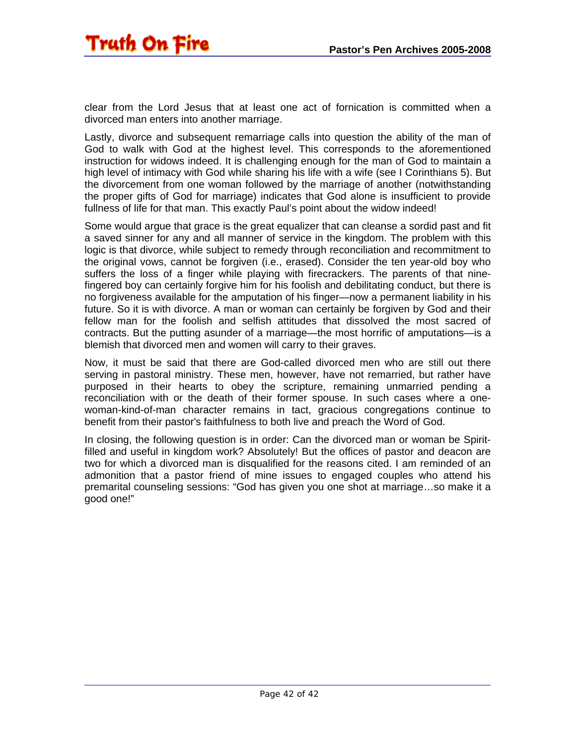clear from the Lord Jesus that at least one act of fornication is committed when a divorced man enters into another marriage.

Lastly, divorce and subsequent remarriage calls into question the ability of the man of God to walk with God at the highest level. This corresponds to the aforementioned instruction for widows indeed. It is challenging enough for the man of God to maintain a high level of intimacy with God while sharing his life with a wife (see I Corinthians 5). But the divorcement from one woman followed by the marriage of another (notwithstanding the proper gifts of God for marriage) indicates that God alone is insufficient to provide fullness of life for that man. This exactly Paul's point about the widow indeed!

Some would argue that grace is the great equalizer that can cleanse a sordid past and fit a saved sinner for any and all manner of service in the kingdom. The problem with this logic is that divorce, while subject to remedy through reconciliation and recommitment to the original vows, cannot be forgiven (i.e., erased). Consider the ten year-old boy who suffers the loss of a finger while playing with firecrackers. The parents of that nine-fingered boy can certainly forgive him for his foolish and debilitating conduct, but there is no forgiveness available for the amputation of his finger—now a permanent liability in his future. So it is with divorce. A man or woman can certainly be forgiven by God and their fellow man for the foolish and selfish attitudes that dissolved the most sacred of contracts. But the putting asunder of a marriage—the most horrific of amputations—is a blemish that divorced men and women will carry to their graves.

Now, it must be said that there are God-called divorced men who are still out there serving in pastoral ministry. These men, however, have not remarried, but rather have purposed in their hearts to obey the scripture, remaining unmarried pending a reconciliation with or the death of their former spouse. In such cases where a one-woman-kind-of-man character remains in tact, gracious congregations continue to benefit from their pastor's faithfulness to both live and preach the Word of God.

In closing, the following question is in order: Can the divorced man or woman be Spirit-filled and useful in kingdom work? Absolutely! But the offices of pastor and deacon are two for which a divorced man is disqualified for the reasons cited. I am reminded of an admonition that a pastor friend of mine issues to engaged couples who attend his premarital counseling sessions: "God has given you one shot at marriage…so make it a good one!"